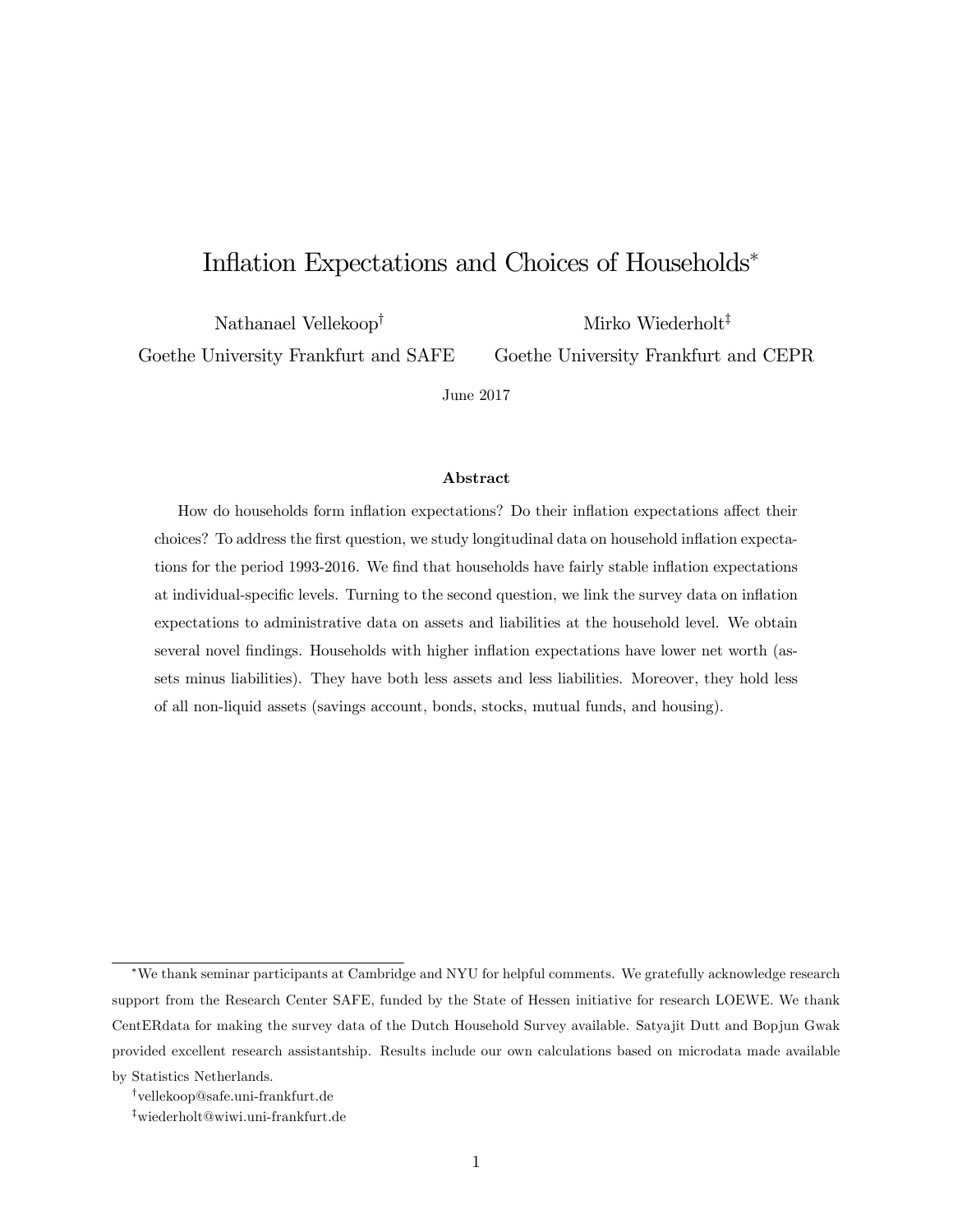# Inflation Expectations and Choices of Households[*]

Nathanael Vellekoop[†]
Goethe University Frankfurt and SAFE

Mirko Wiederholt[‡]
Goethe University Frankfurt and CEPR

June 2017

### Abstract

How do households form inflation expectations? Do their inflation expectations affect their choices? To address the first question, we study longitudinal data on household inflation expectations for the period 1993-2016. We find that households have fairly stable inflation expectations at individual-specific levels. Turning to the second question, we link the survey data on inflation expectations to administrative data on assets and liabilities at the household level. We obtain several novel findings. Households with higher inflation expectations have lower net worth (assets minus liabilities). They have both less assets and less liabilities. Moreover, they hold less of all non-liquid assets (savings account, bonds, stocks, mutual funds, and housing).

---

[*] We thank seminar participants at Cambridge and NYU for helpful comments. We gratefully acknowledge research support from the Research Center SAFE, funded by the State of Hessen initiative for research LOEWE. We thank CentERdata for making the survey data of the Dutch Household Survey available. Satyajit Dutt and Bopjun Gwak provided excellent research assistantship. Results include our own calculations based on microdata made available by Statistics Netherlands.

[†] vellekoop@safe.uni-frankfurt.de

[‡] wiederholt@wiwi.uni-frankfurt.de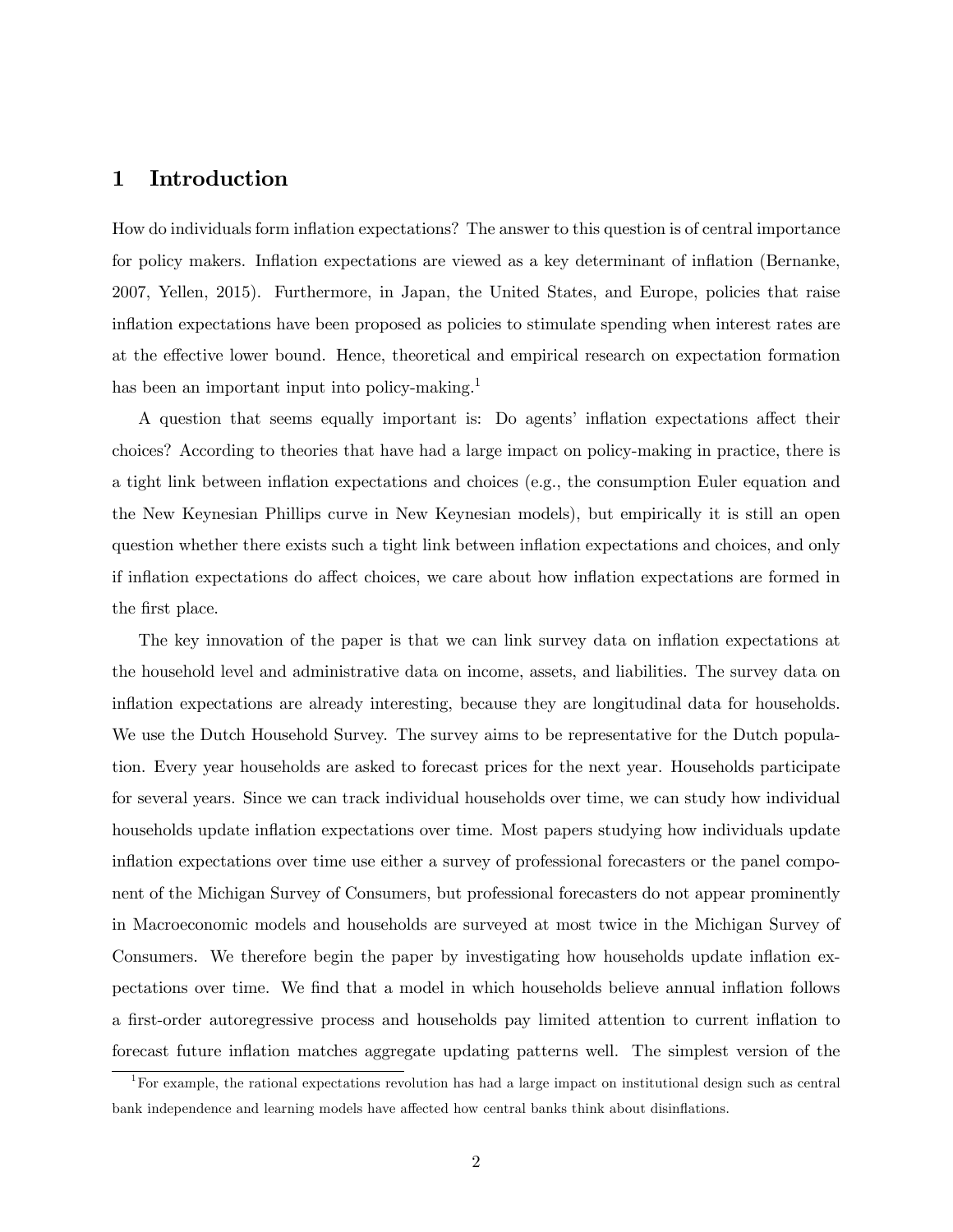# 1 Introduction

How do individuals form inflation expectations? The answer to this question is of central importance for policy makers. Inflation expectations are viewed as a key determinant of inflation (Bernanke, 2007, Yellen, 2015). Furthermore, in Japan, the United States, and Europe, policies that raise inflation expectations have been proposed as policies to stimulate spending when interest rates are at the effective lower bound. Hence, theoretical and empirical research on expectation formation has been an important input into policy-making.[1]

A question that seems equally important is: Do agents' inflation expectations affect their choices? According to theories that have had a large impact on policy-making in practice, there is a tight link between inflation expectations and choices (e.g., the consumption Euler equation and the New Keynesian Phillips curve in New Keynesian models), but empirically it is still an open question whether there exists such a tight link between inflation expectations and choices, and only if inflation expectations do affect choices, we care about how inflation expectations are formed in the first place.

The key innovation of the paper is that we can link survey data on inflation expectations at the household level and administrative data on income, assets, and liabilities. The survey data on inflation expectations are already interesting, because they are longitudinal data for households. We use the Dutch Household Survey. The survey aims to be representative for the Dutch population. Every year households are asked to forecast prices for the next year. Households participate for several years. Since we can track individual households over time, we can study how individual households update inflation expectations over time. Most papers studying how individuals update inflation expectations over time use either a survey of professional forecasters or the panel component of the Michigan Survey of Consumers, but professional forecasters do not appear prominently in Macroeconomic models and households are surveyed at most twice in the Michigan Survey of Consumers. We therefore begin the paper by investigating how households update inflation expectations over time. We find that a model in which households believe annual inflation follows a first-order autoregressive process and households pay limited attention to current inflation to forecast future inflation matches aggregate updating patterns well. The simplest version of the

[1] For example, the rational expectations revolution has had a large impact on institutional design such as central bank independence and learning models have affected how central banks think about disinflations.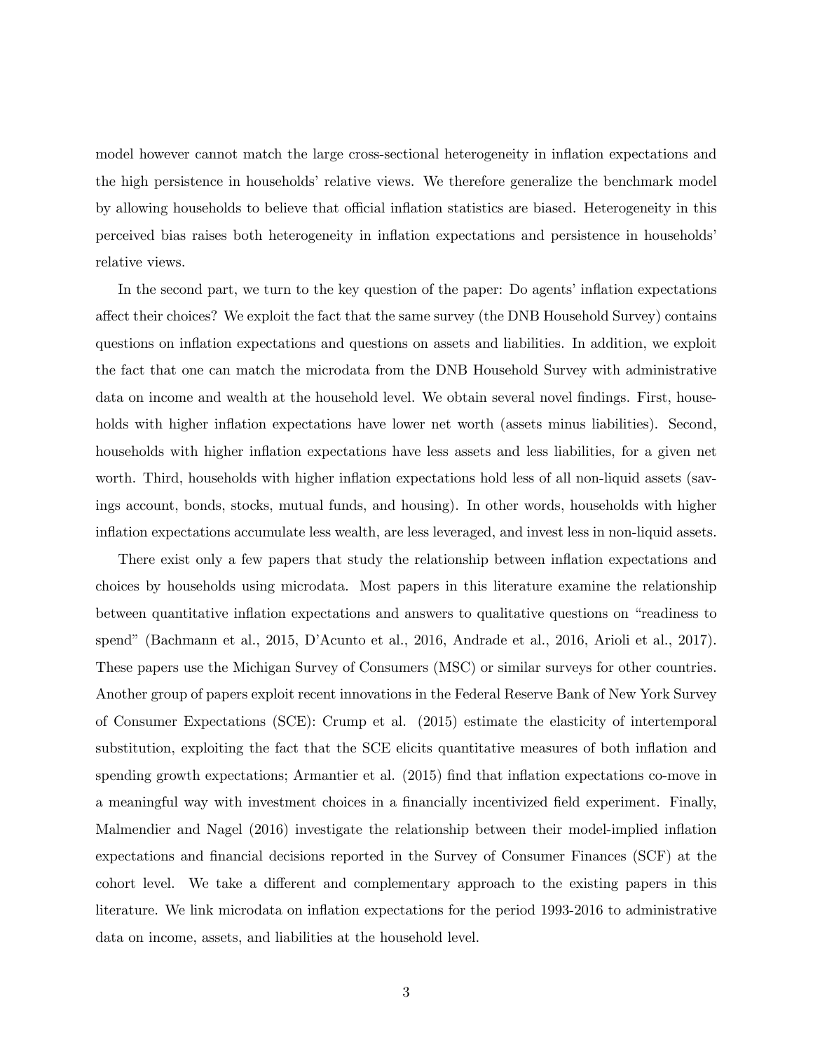model however cannot match the large cross-sectional heterogeneity in inflation expectations and the high persistence in households' relative views. We therefore generalize the benchmark model by allowing households to believe that official inflation statistics are biased. Heterogeneity in this perceived bias raises both heterogeneity in inflation expectations and persistence in households' relative views.

In the second part, we turn to the key question of the paper: Do agents' inflation expectations affect their choices? We exploit the fact that the same survey (the DNB Household Survey) contains questions on inflation expectations and questions on assets and liabilities. In addition, we exploit the fact that one can match the microdata from the DNB Household Survey with administrative data on income and wealth at the household level. We obtain several novel findings. First, households with higher inflation expectations have lower net worth (assets minus liabilities). Second, households with higher inflation expectations have less assets and less liabilities, for a given net worth. Third, households with higher inflation expectations hold less of all non-liquid assets (savings account, bonds, stocks, mutual funds, and housing). In other words, households with higher inflation expectations accumulate less wealth, are less leveraged, and invest less in non-liquid assets.

There exist only a few papers that study the relationship between inflation expectations and choices by households using microdata. Most papers in this literature examine the relationship between quantitative inflation expectations and answers to qualitative questions on "readiness to spend" (Bachmann et al., 2015, D'Acunto et al., 2016, Andrade et al., 2016, Arioli et al., 2017). These papers use the Michigan Survey of Consumers (MSC) or similar surveys for other countries. Another group of papers exploit recent innovations in the Federal Reserve Bank of New York Survey of Consumer Expectations (SCE): Crump et al. (2015) estimate the elasticity of intertemporal substitution, exploiting the fact that the SCE elicits quantitative measures of both inflation and spending growth expectations; Armantier et al. (2015) find that inflation expectations co-move in a meaningful way with investment choices in a financially incentivized field experiment. Finally, Malmendier and Nagel (2016) investigate the relationship between their model-implied inflation expectations and financial decisions reported in the Survey of Consumer Finances (SCF) at the cohort level. We take a different and complementary approach to the existing papers in this literature. We link microdata on inflation expectations for the period 1993-2016 to administrative data on income, assets, and liabilities at the household level.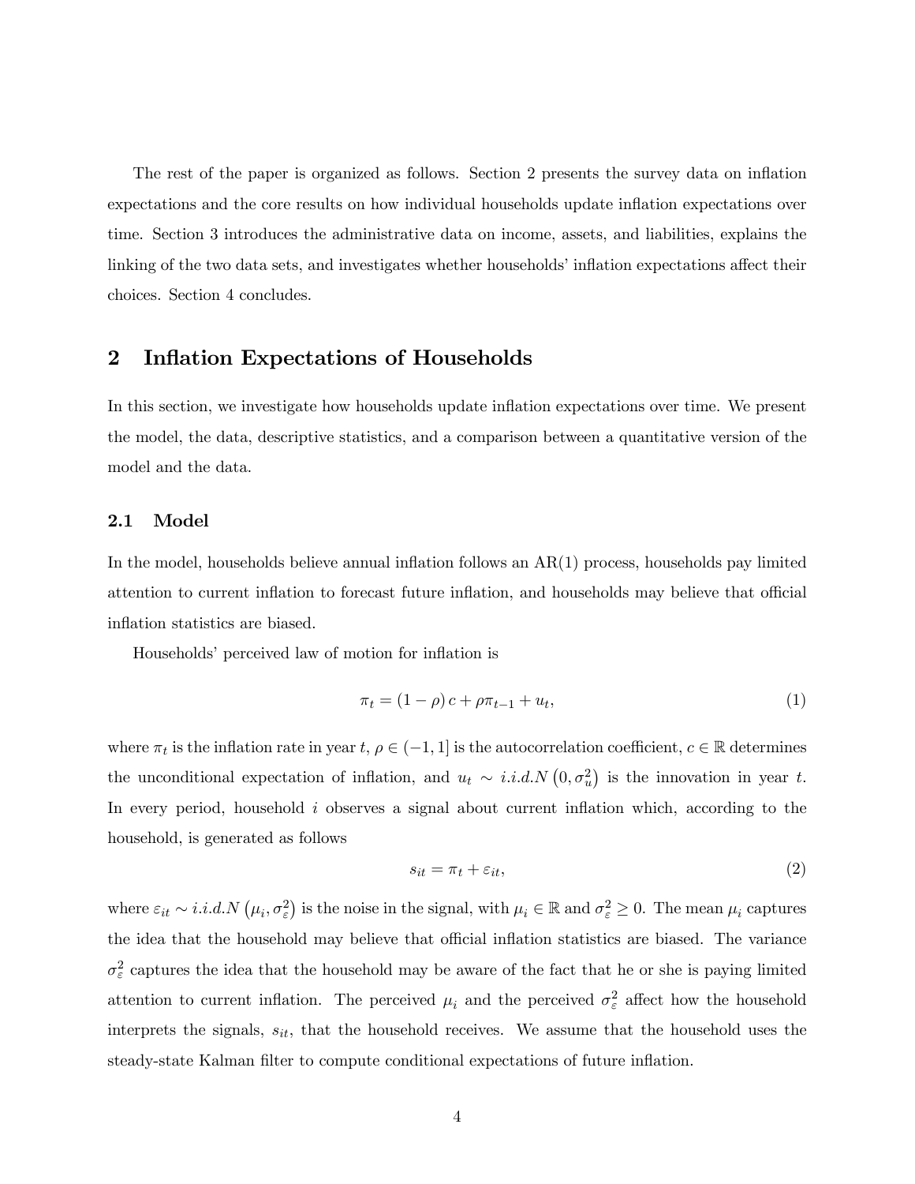The rest of the paper is organized as follows. Section 2 presents the survey data on inflation expectations and the core results on how individual households update inflation expectations over time. Section 3 introduces the administrative data on income, assets, and liabilities, explains the linking of the two data sets, and investigates whether households' inflation expectations affect their choices. Section 4 concludes.

## 2 Inflation Expectations of Households

In this section, we investigate how households update inflation expectations over time. We present the model, the data, descriptive statistics, and a comparison between a quantitative version of the model and the data.

### 2.1 Model

In the model, households believe annual inflation follows an AR(1) process, households pay limited attention to current inflation to forecast future inflation, and households may believe that official inflation statistics are biased.

Households' perceived law of motion for inflation is

$$\pi_t = (1 - \rho)\, c + \rho \pi_{t-1} + u_t, \tag{1}$$

where $\pi_t$ is the inflation rate in year $t$, $\rho \in (-1, 1]$ is the autocorrelation coefficient, $c \in \mathbb{R}$ determines the unconditional expectation of inflation, and $u_t \sim i.i.d.N\left(0, \sigma_u^2\right)$ is the innovation in year $t$. In every period, household $i$ observes a signal about current inflation which, according to the household, is generated as follows

$$s_{it} = \pi_t + \varepsilon_{it}, \tag{2}$$

where $\varepsilon_{it} \sim i.i.d.N\left(\mu_i, \sigma_\varepsilon^2\right)$ is the noise in the signal, with $\mu_i \in \mathbb{R}$ and $\sigma_\varepsilon^2 \geq 0$. The mean $\mu_i$ captures the idea that the household may believe that official inflation statistics are biased. The variance $\sigma_\varepsilon^2$ captures the idea that the household may be aware of the fact that he or she is paying limited attention to current inflation. The perceived $\mu_i$ and the perceived $\sigma_\varepsilon^2$ affect how the household interprets the signals, $s_{it}$, that the household receives. We assume that the household uses the steady-state Kalman filter to compute conditional expectations of future inflation.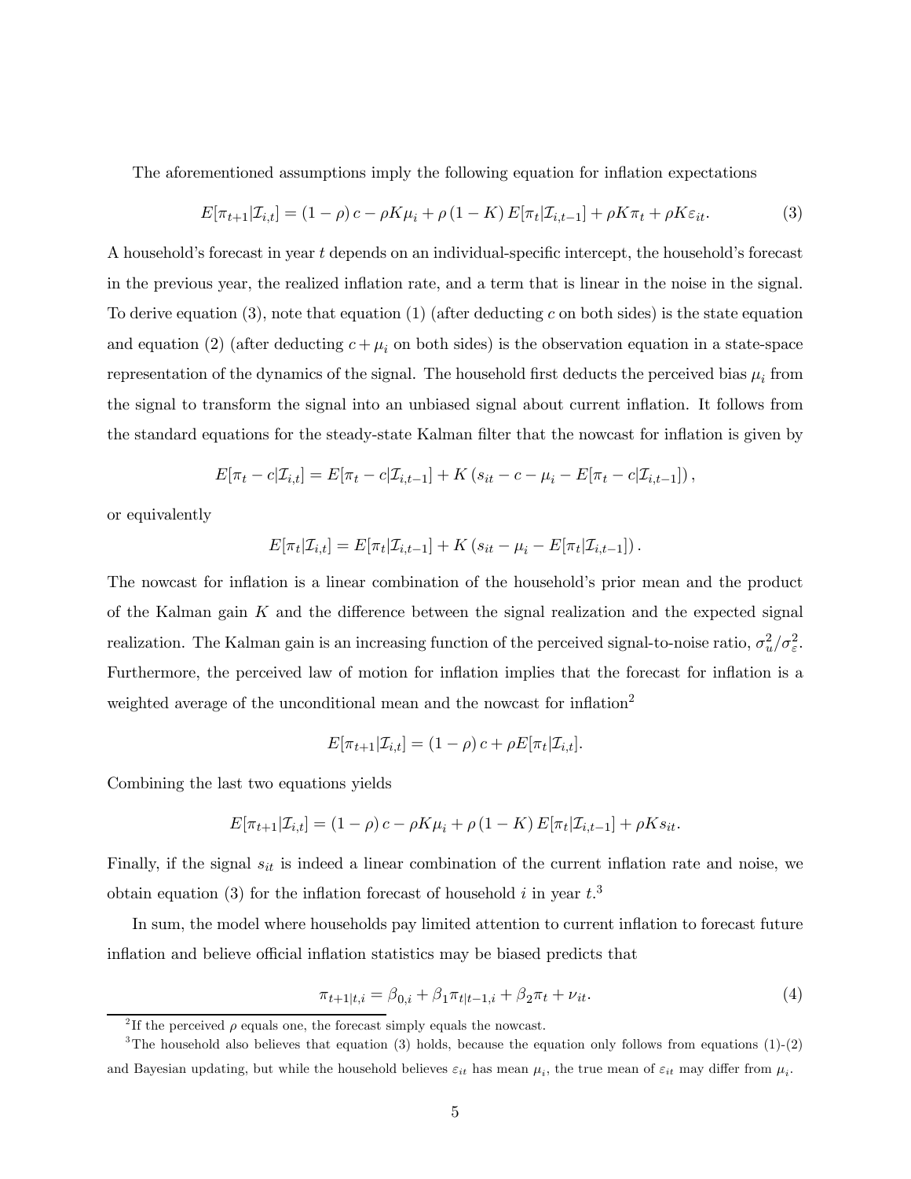The aforementioned assumptions imply the following equation for inflation expectations

$$E[\pi_{t+1}|\mathcal{I}_{i,t}] = (1-\rho)\, c - \rho K \mu_i + \rho\,(1-K)\, E[\pi_t|\mathcal{I}_{i,t-1}] + \rho K \pi_t + \rho K \varepsilon_{it}. \tag{3}$$

A household's forecast in year $t$ depends on an individual-specific intercept, the household's forecast in the previous year, the realized inflation rate, and a term that is linear in the noise in the signal. To derive equation (3), note that equation (1) (after deducting $c$ on both sides) is the state equation and equation (2) (after deducting $c + \mu_i$ on both sides) is the observation equation in a state-space representation of the dynamics of the signal. The household first deducts the perceived bias $\mu_i$ from the signal to transform the signal into an unbiased signal about current inflation. It follows from the standard equations for the steady-state Kalman filter that the nowcast for inflation is given by

$$E[\pi_t - c|\mathcal{I}_{i,t}] = E[\pi_t - c|\mathcal{I}_{i,t-1}] + K\left(s_{it} - c - \mu_i - E[\pi_t - c|\mathcal{I}_{i,t-1}]\right),$$

or equivalently

$$E[\pi_t|\mathcal{I}_{i,t}] = E[\pi_t|\mathcal{I}_{i,t-1}] + K\left(s_{it} - \mu_i - E[\pi_t|\mathcal{I}_{i,t-1}]\right).$$

The nowcast for inflation is a linear combination of the household's prior mean and the product of the Kalman gain $K$ and the difference between the signal realization and the expected signal realization. The Kalman gain is an increasing function of the perceived signal-to-noise ratio, $\sigma_u^2/\sigma_\varepsilon^2$. Furthermore, the perceived law of motion for inflation implies that the forecast for inflation is a weighted average of the unconditional mean and the nowcast for inflation[2]

$$E[\pi_{t+1}|\mathcal{I}_{i,t}] = (1-\rho)\, c + \rho E[\pi_t|\mathcal{I}_{i,t}].$$

Combining the last two equations yields

$$E[\pi_{t+1}|\mathcal{I}_{i,t}] = (1-\rho)\, c - \rho K \mu_i + \rho\,(1-K)\, E[\pi_t|\mathcal{I}_{i,t-1}] + \rho K s_{it}.$$

Finally, if the signal $s_{it}$ is indeed a linear combination of the current inflation rate and noise, we obtain equation (3) for the inflation forecast of household $i$ in year $t$.[3]

In sum, the model where households pay limited attention to current inflation to forecast future inflation and believe official inflation statistics may be biased predicts that

$$\pi_{t+1|t,i} = \beta_{0,i} + \beta_1 \pi_{t|t-1,i} + \beta_2 \pi_t + \nu_{it}. \tag{4}$$

[2] If the perceived $\rho$ equals one, the forecast simply equals the nowcast.

[3] The household also believes that equation (3) holds, because the equation only follows from equations (1)-(2) and Bayesian updating, but while the household believes $\varepsilon_{it}$ has mean $\mu_i$, the true mean of $\varepsilon_{it}$ may differ from $\mu_i$.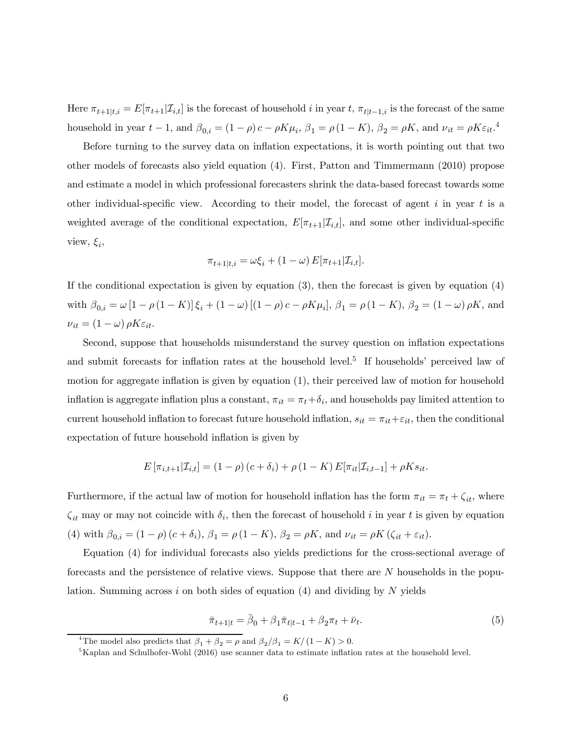Here $\pi_{t+1|t,i} = E[\pi_{t+1}|\mathcal{I}_{i,t}]$ is the forecast of household $i$ in year $t$, $\pi_{t|t-1,i}$ is the forecast of the same household in year $t-1$, and $\beta_{0,i} = (1-\rho)\,c - \rho K \mu_i$, $\beta_1 = \rho\,(1-K)$, $\beta_2 = \rho K$, and $\nu_{it} = \rho K \varepsilon_{it}$.[4]

Before turning to the survey data on inflation expectations, it is worth pointing out that two other models of forecasts also yield equation (4). First, Patton and Timmermann (2010) propose and estimate a model in which professional forecasters shrink the data-based forecast towards some other individual-specific view. According to their model, the forecast of agent $i$ in year $t$ is a weighted average of the conditional expectation, $E[\pi_{t+1}|\mathcal{I}_{i,t}]$, and some other individual-specific view, $\xi_i$,

$$\pi_{t+1|t,i} = \omega \xi_i + (1-\omega)\,E[\pi_{t+1}|\mathcal{I}_{i,t}].$$

If the conditional expectation is given by equation (3), then the forecast is given by equation (4) with $\beta_{0,i} = \omega\,[1-\rho\,(1-K)]\,\xi_i + (1-\omega)\,[(1-\rho)\,c - \rho K \mu_i]$, $\beta_1 = \rho\,(1-K)$, $\beta_2 = (1-\omega)\,\rho K$, and $\nu_{it} = (1-\omega)\,\rho K \varepsilon_{it}$.

Second, suppose that households misunderstand the survey question on inflation expectations and submit forecasts for inflation rates at the household level.[5] If households' perceived law of motion for aggregate inflation is given by equation (1), their perceived law of motion for household inflation is aggregate inflation plus a constant, $\pi_{it} = \pi_t + \delta_i$, and households pay limited attention to current household inflation to forecast future household inflation, $s_{it} = \pi_{it} + \varepsilon_{it}$, then the conditional expectation of future household inflation is given by

$$E\left[\pi_{i,t+1}|\mathcal{I}_{i,t}\right] = (1-\rho)\,(c+\delta_i) + \rho\,(1-K)\,E[\pi_{it}|\mathcal{I}_{i,t-1}] + \rho K s_{it}.$$

Furthermore, if the actual law of motion for household inflation has the form $\pi_{it} = \pi_t + \zeta_{it}$, where $\zeta_{it}$ may or may not coincide with $\delta_i$, then the forecast of household $i$ in year $t$ is given by equation (4) with $\beta_{0,i} = (1-\rho)\,(c+\delta_i)$, $\beta_1 = \rho\,(1-K)$, $\beta_2 = \rho K$, and $\nu_{it} = \rho K\,(\zeta_{it} + \varepsilon_{it})$.

Equation (4) for individual forecasts also yields predictions for the cross-sectional average of forecasts and the persistence of relative views. Suppose that there are $N$ households in the population. Summing across $i$ on both sides of equation (4) and dividing by $N$ yields

$$\bar{\pi}_{t+1|t} = \bar{\beta}_0 + \beta_1 \bar{\pi}_{t|t-1} + \beta_2 \pi_t + \bar{\nu}_t. \tag{5}$$

[4] The model also predicts that $\beta_1 + \beta_2 = \rho$ and $\beta_2/\beta_1 = K/(1-K) > 0$.

[5] Kaplan and Schulhofer-Wohl (2016) use scanner data to estimate inflation rates at the household level.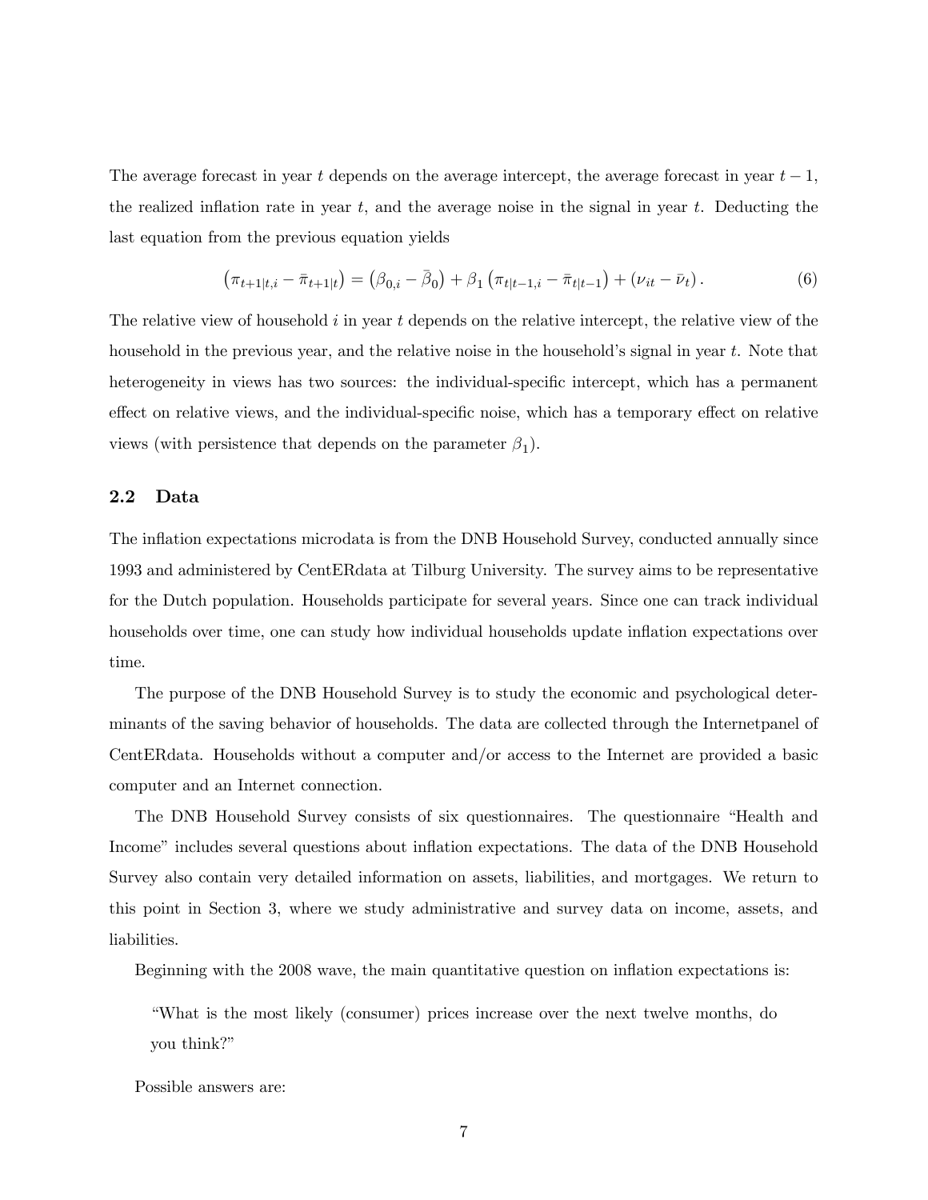The average forecast in year $t$ depends on the average intercept, the average forecast in year $t-1$, the realized inflation rate in year $t$, and the average noise in the signal in year $t$. Deducting the last equation from the previous equation yields

$$\left(\pi_{t+1|t,i} - \bar{\pi}_{t+1|t}\right) = \left(\beta_{0,i} - \bar{\beta}_0\right) + \beta_1 \left(\pi_{t|t-1,i} - \bar{\pi}_{t|t-1}\right) + \left(\nu_{it} - \bar{\nu}_t\right). \tag{6}$$

The relative view of household $i$ in year $t$ depends on the relative intercept, the relative view of the household in the previous year, and the relative noise in the household's signal in year $t$. Note that heterogeneity in views has two sources: the individual-specific intercept, which has a permanent effect on relative views, and the individual-specific noise, which has a temporary effect on relative views (with persistence that depends on the parameter $\beta_1$).

## 2.2 Data

The inflation expectations microdata is from the DNB Household Survey, conducted annually since 1993 and administered by CentERdata at Tilburg University. The survey aims to be representative for the Dutch population. Households participate for several years. Since one can track individual households over time, one can study how individual households update inflation expectations over time.

The purpose of the DNB Household Survey is to study the economic and psychological determinants of the saving behavior of households. The data are collected through the Internetpanel of CentERdata. Households without a computer and/or access to the Internet are provided a basic computer and an Internet connection.

The DNB Household Survey consists of six questionnaires. The questionnaire "Health and Income" includes several questions about inflation expectations. The data of the DNB Household Survey also contain very detailed information on assets, liabilities, and mortgages. We return to this point in Section 3, where we study administrative and survey data on income, assets, and liabilities.

Beginning with the 2008 wave, the main quantitative question on inflation expectations is:

> "What is the most likely (consumer) prices increase over the next twelve months, do you think?"

Possible answers are: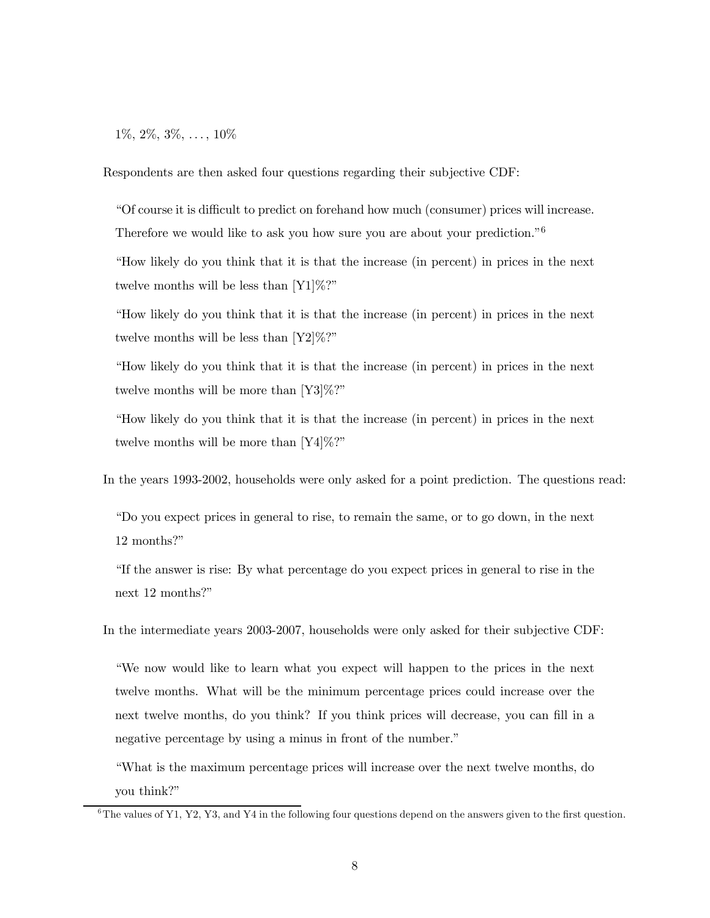1%, 2%, 3%, ..., 10%

Respondents are then asked four questions regarding their subjective CDF:

> "Of course it is difficult to predict on forehand how much (consumer) prices will increase. Therefore we would like to ask you how sure you are about your prediction."[6]
>
> "How likely do you think that it is that the increase (in percent) in prices in the next twelve months will be less than [Y1]%?"
>
> "How likely do you think that it is that the increase (in percent) in prices in the next twelve months will be less than [Y2]%?"
>
> "How likely do you think that it is that the increase (in percent) in prices in the next twelve months will be more than [Y3]%?"
>
> "How likely do you think that it is that the increase (in percent) in prices in the next twelve months will be more than [Y4]%?"

In the years 1993-2002, households were only asked for a point prediction. The questions read:

> "Do you expect prices in general to rise, to remain the same, or to go down, in the next 12 months?"
>
> "If the answer is rise: By what percentage do you expect prices in general to rise in the next 12 months?"

In the intermediate years 2003-2007, households were only asked for their subjective CDF:

> "We now would like to learn what you expect will happen to the prices in the next twelve months. What will be the minimum percentage prices could increase over the next twelve months, do you think? If you think prices will decrease, you can fill in a negative percentage by using a minus in front of the number."
>
> "What is the maximum percentage prices will increase over the next twelve months, do you think?"

---

[6] The values of Y1, Y2, Y3, and Y4 in the following four questions depend on the answers given to the first question.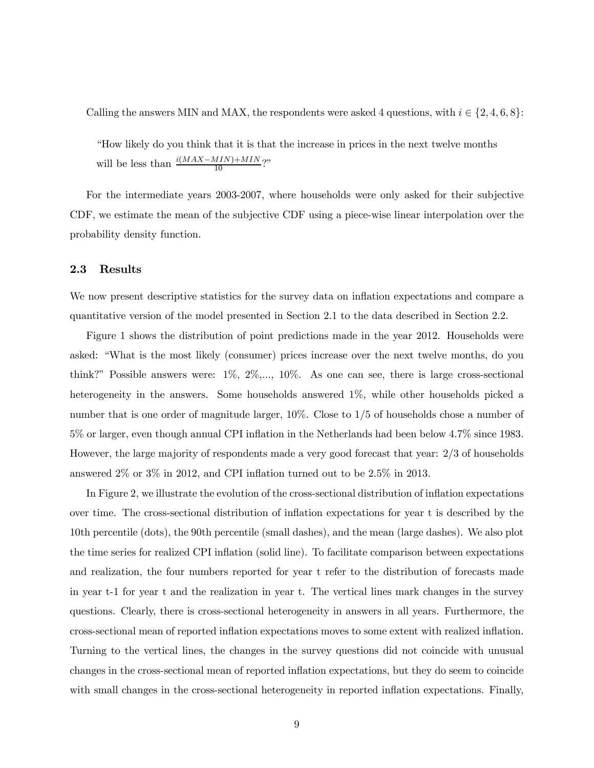Calling the answers MIN and MAX, the respondents were asked 4 questions, with $i \in \{2, 4, 6, 8\}$:

> "How likely do you think that it is that the increase in prices in the next twelve months will be less than $\frac{i(MAX-MIN)+MIN}{10}$?"

For the intermediate years 2003-2007, where households were only asked for their subjective CDF, we estimate the mean of the subjective CDF using a piece-wise linear interpolation over the probability density function.

### 2.3 Results

We now present descriptive statistics for the survey data on inflation expectations and compare a quantitative version of the model presented in Section 2.1 to the data described in Section 2.2.

Figure 1 shows the distribution of point predictions made in the year 2012. Households were asked: "What is the most likely (consumer) prices increase over the next twelve months, do you think?" Possible answers were: 1%, 2%,..., 10%. As one can see, there is large cross-sectional heterogeneity in the answers. Some households answered 1%, while other households picked a number that is one order of magnitude larger, 10%. Close to 1/5 of households chose a number of 5% or larger, even though annual CPI inflation in the Netherlands had been below 4.7% since 1983. However, the large majority of respondents made a very good forecast that year: 2/3 of households answered 2% or 3% in 2012, and CPI inflation turned out to be 2.5% in 2013.

In Figure 2, we illustrate the evolution of the cross-sectional distribution of inflation expectations over time. The cross-sectional distribution of inflation expectations for year t is described by the 10th percentile (dots), the 90th percentile (small dashes), and the mean (large dashes). We also plot the time series for realized CPI inflation (solid line). To facilitate comparison between expectations and realization, the four numbers reported for year t refer to the distribution of forecasts made in year t-1 for year t and the realization in year t. The vertical lines mark changes in the survey questions. Clearly, there is cross-sectional heterogeneity in answers in all years. Furthermore, the cross-sectional mean of reported inflation expectations moves to some extent with realized inflation. Turning to the vertical lines, the changes in the survey questions did not coincide with unusual changes in the cross-sectional mean of reported inflation expectations, but they do seem to coincide with small changes in the cross-sectional heterogeneity in reported inflation expectations. Finally,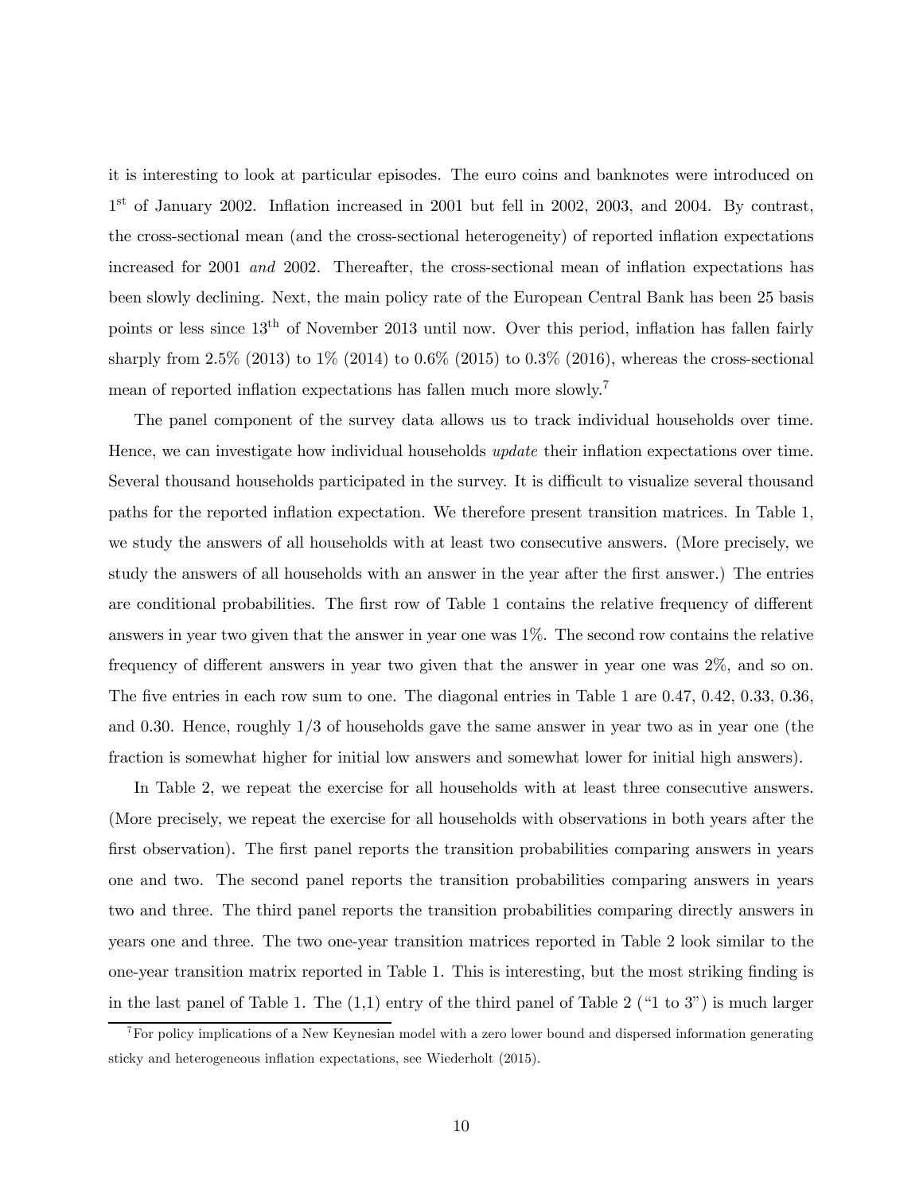it is interesting to look at particular episodes. The euro coins and banknotes were introduced on 1st of January 2002. Inflation increased in 2001 but fell in 2002, 2003, and 2004. By contrast, the cross-sectional mean (and the cross-sectional heterogeneity) of reported inflation expectations increased for 2001 *and* 2002. Thereafter, the cross-sectional mean of inflation expectations has been slowly declining. Next, the main policy rate of the European Central Bank has been 25 basis points or less since 13th of November 2013 until now. Over this period, inflation has fallen fairly sharply from 2.5% (2013) to 1% (2014) to 0.6% (2015) to 0.3% (2016), whereas the cross-sectional mean of reported inflation expectations has fallen much more slowly.[7]

The panel component of the survey data allows us to track individual households over time. Hence, we can investigate how individual households *update* their inflation expectations over time. Several thousand households participated in the survey. It is difficult to visualize several thousand paths for the reported inflation expectation. We therefore present transition matrices. In Table 1, we study the answers of all households with at least two consecutive answers. (More precisely, we study the answers of all households with an answer in the year after the first answer.) The entries are conditional probabilities. The first row of Table 1 contains the relative frequency of different answers in year two given that the answer in year one was 1%. The second row contains the relative frequency of different answers in year two given that the answer in year one was 2%, and so on. The five entries in each row sum to one. The diagonal entries in Table 1 are 0.47, 0.42, 0.33, 0.36, and 0.30. Hence, roughly 1/3 of households gave the same answer in year two as in year one (the fraction is somewhat higher for initial low answers and somewhat lower for initial high answers).

In Table 2, we repeat the exercise for all households with at least three consecutive answers. (More precisely, we repeat the exercise for all households with observations in both years after the first observation). The first panel reports the transition probabilities comparing answers in years one and two. The second panel reports the transition probabilities comparing answers in years two and three. The third panel reports the transition probabilities comparing directly answers in years one and three. The two one-year transition matrices reported in Table 2 look similar to the one-year transition matrix reported in Table 1. This is interesting, but the most striking finding is in the last panel of Table 1. The (1,1) entry of the third panel of Table 2 ("1 to 3") is much larger

[7] For policy implications of a New Keynesian model with a zero lower bound and dispersed information generating sticky and heterogeneous inflation expectations, see Wiederholt (2015).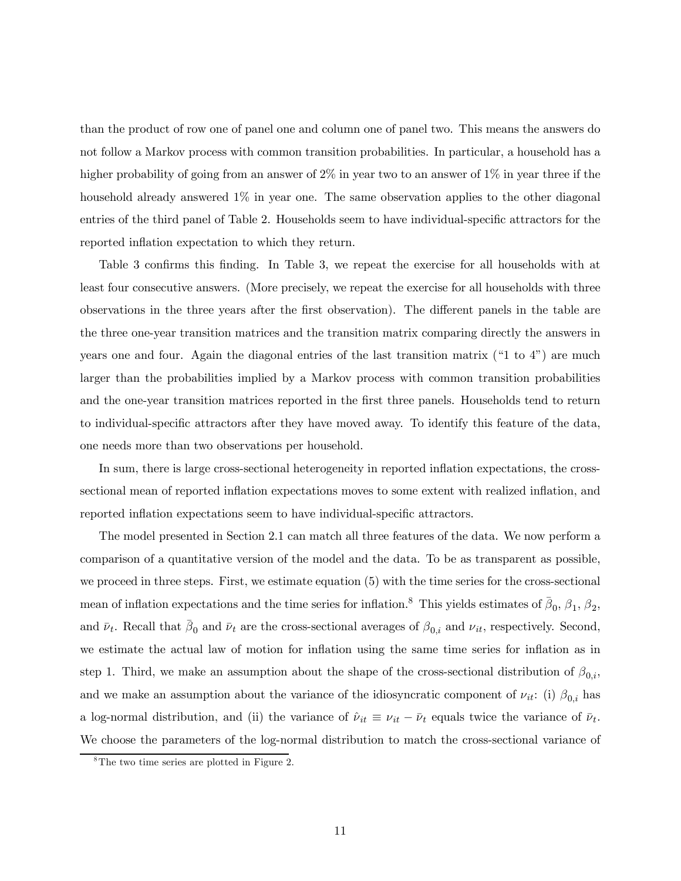than the product of row one of panel one and column one of panel two. This means the answers do not follow a Markov process with common transition probabilities. In particular, a household has a higher probability of going from an answer of 2% in year two to an answer of 1% in year three if the household already answered 1% in year one. The same observation applies to the other diagonal entries of the third panel of Table 2. Households seem to have individual-specific attractors for the reported inflation expectation to which they return.

Table 3 confirms this finding. In Table 3, we repeat the exercise for all households with at least four consecutive answers. (More precisely, we repeat the exercise for all households with three observations in the three years after the first observation). The different panels in the table are the three one-year transition matrices and the transition matrix comparing directly the answers in years one and four. Again the diagonal entries of the last transition matrix ("1 to 4") are much larger than the probabilities implied by a Markov process with common transition probabilities and the one-year transition matrices reported in the first three panels. Households tend to return to individual-specific attractors after they have moved away. To identify this feature of the data, one needs more than two observations per household.

In sum, there is large cross-sectional heterogeneity in reported inflation expectations, the cross-sectional mean of reported inflation expectations moves to some extent with realized inflation, and reported inflation expectations seem to have individual-specific attractors.

The model presented in Section 2.1 can match all three features of the data. We now perform a comparison of a quantitative version of the model and the data. To be as transparent as possible, we proceed in three steps. First, we estimate equation (5) with the time series for the cross-sectional mean of inflation expectations and the time series for inflation.[8] This yields estimates of $\bar{\beta}_0$, $\beta_1$, $\beta_2$, and $\bar{\nu}_t$. Recall that $\bar{\beta}_0$ and $\bar{\nu}_t$ are the cross-sectional averages of $\beta_{0,i}$ and $\nu_{it}$, respectively. Second, we estimate the actual law of motion for inflation using the same time series for inflation as in step 1. Third, we make an assumption about the shape of the cross-sectional distribution of $\beta_{0,i}$, and we make an assumption about the variance of the idiosyncratic component of $\nu_{it}$: (i) $\beta_{0,i}$ has a log-normal distribution, and (ii) the variance of $\hat{\nu}_{it} \equiv \nu_{it} - \bar{\nu}_t$ equals twice the variance of $\bar{\nu}_t$. We choose the parameters of the log-normal distribution to match the cross-sectional variance of

[8] The two time series are plotted in Figure 2.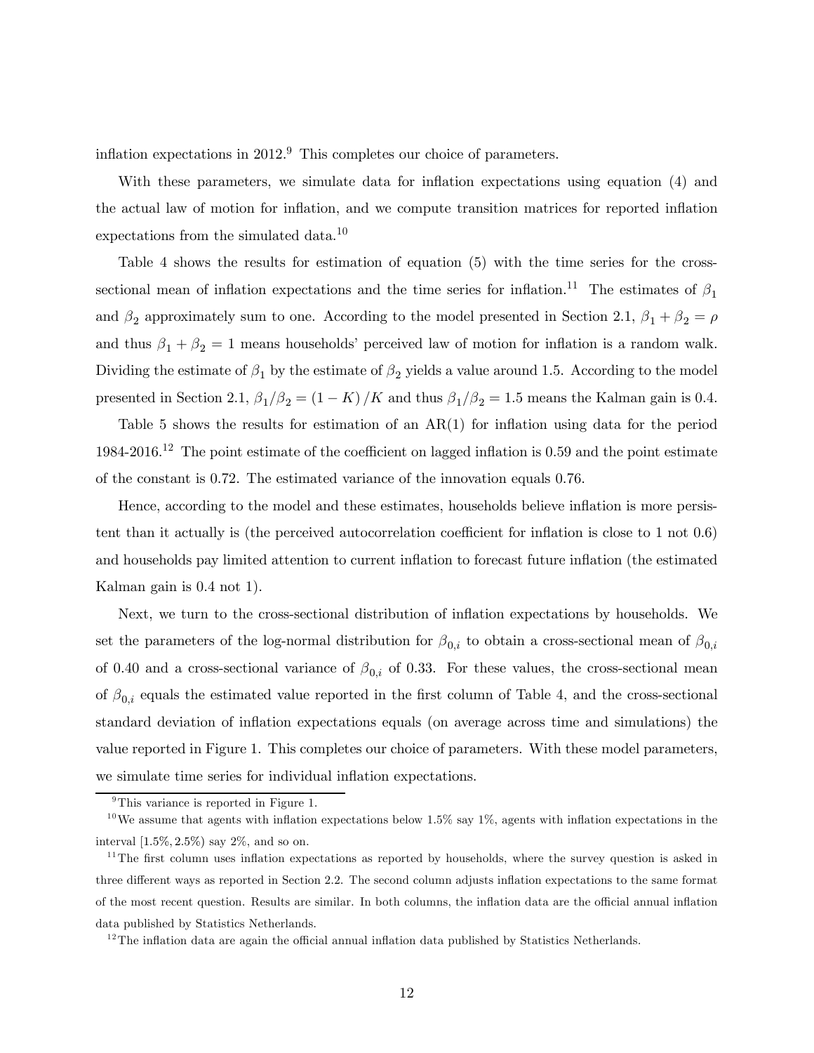inflation expectations in 2012.[9] This completes our choice of parameters.

With these parameters, we simulate data for inflation expectations using equation (4) and the actual law of motion for inflation, and we compute transition matrices for reported inflation expectations from the simulated data.[10]

Table 4 shows the results for estimation of equation (5) with the time series for the cross-sectional mean of inflation expectations and the time series for inflation.[11] The estimates of $\beta_1$ and $\beta_2$ approximately sum to one. According to the model presented in Section 2.1, $\beta_1 + \beta_2 = \rho$ and thus $\beta_1 + \beta_2 = 1$ means households' perceived law of motion for inflation is a random walk. Dividing the estimate of $\beta_1$ by the estimate of $\beta_2$ yields a value around 1.5. According to the model presented in Section 2.1, $\beta_1/\beta_2 = (1-K)/K$ and thus $\beta_1/\beta_2 = 1.5$ means the Kalman gain is 0.4.

Table 5 shows the results for estimation of an AR(1) for inflation using data for the period 1984-2016.[12] The point estimate of the coefficient on lagged inflation is 0.59 and the point estimate of the constant is 0.72. The estimated variance of the innovation equals 0.76.

Hence, according to the model and these estimates, households believe inflation is more persistent than it actually is (the perceived autocorrelation coefficient for inflation is close to 1 not 0.6) and households pay limited attention to current inflation to forecast future inflation (the estimated Kalman gain is 0.4 not 1).

Next, we turn to the cross-sectional distribution of inflation expectations by households. We set the parameters of the log-normal distribution for $\beta_{0,i}$ to obtain a cross-sectional mean of $\beta_{0,i}$ of 0.40 and a cross-sectional variance of $\beta_{0,i}$ of 0.33. For these values, the cross-sectional mean of $\beta_{0,i}$ equals the estimated value reported in the first column of Table 4, and the cross-sectional standard deviation of inflation expectations equals (on average across time and simulations) the value reported in Figure 1. This completes our choice of parameters. With these model parameters, we simulate time series for individual inflation expectations.

---

[9] This variance is reported in Figure 1.

[10] We assume that agents with inflation expectations below 1.5% say 1%, agents with inflation expectations in the interval $[1.5\%, 2.5\%)$ say 2%, and so on.

[11] The first column uses inflation expectations as reported by households, where the survey question is asked in three different ways as reported in Section 2.2. The second column adjusts inflation expectations to the same format of the most recent question. Results are similar. In both columns, the inflation data are the official annual inflation data published by Statistics Netherlands.

[12] The inflation data are again the official annual inflation data published by Statistics Netherlands.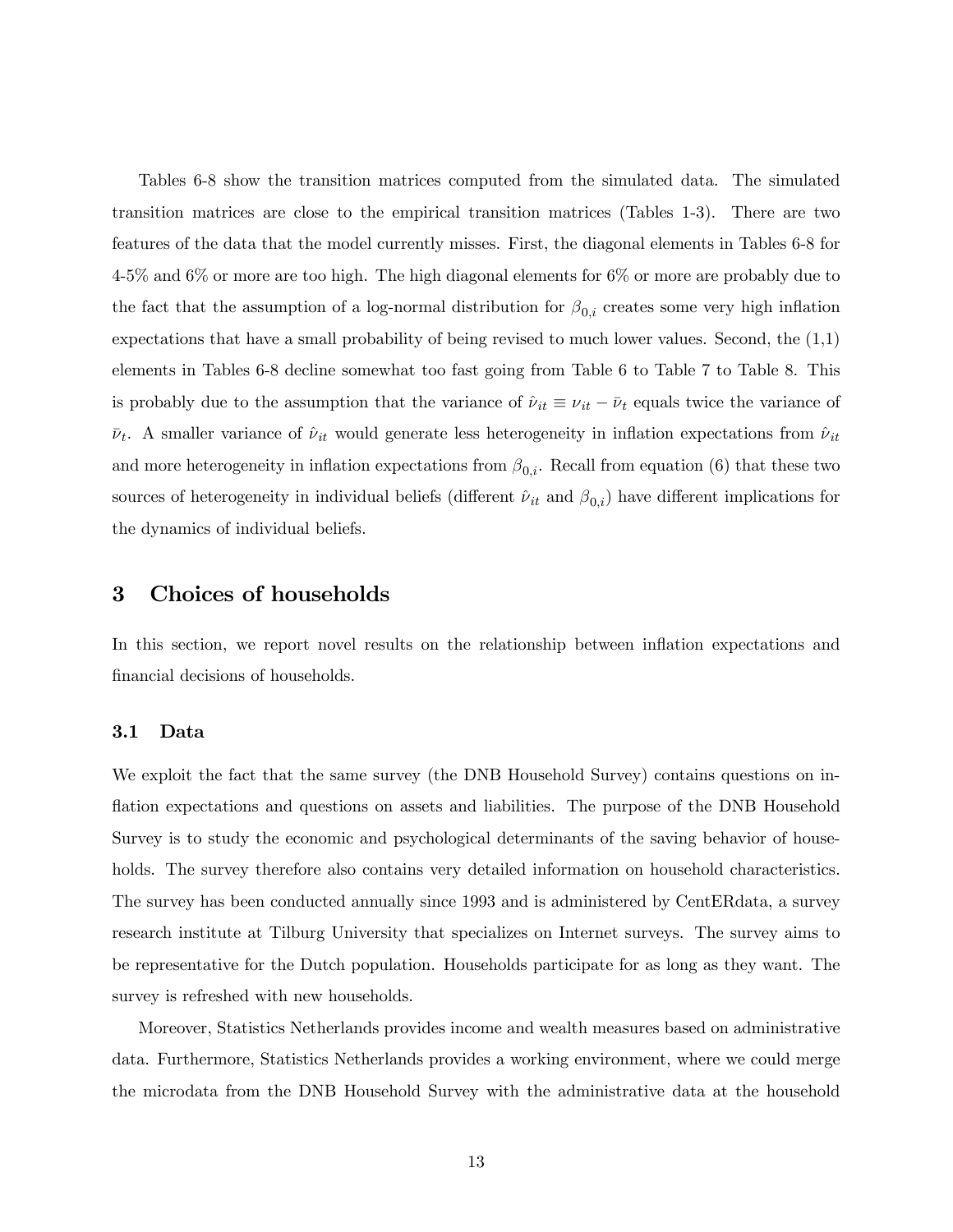Tables 6-8 show the transition matrices computed from the simulated data. The simulated transition matrices are close to the empirical transition matrices (Tables 1-3). There are two features of the data that the model currently misses. First, the diagonal elements in Tables 6-8 for 4-5% and 6% or more are too high. The high diagonal elements for 6% or more are probably due to the fact that the assumption of a log-normal distribution for $\beta_{0,i}$ creates some very high inflation expectations that have a small probability of being revised to much lower values. Second, the (1,1) elements in Tables 6-8 decline somewhat too fast going from Table 6 to Table 7 to Table 8. This is probably due to the assumption that the variance of $\hat{\nu}_{it} \equiv \nu_{it} - \bar{\nu}_t$ equals twice the variance of $\bar{\nu}_t$. A smaller variance of $\hat{\nu}_{it}$ would generate less heterogeneity in inflation expectations from $\hat{\nu}_{it}$ and more heterogeneity in inflation expectations from $\beta_{0,i}$. Recall from equation (6) that these two sources of heterogeneity in individual beliefs (different $\hat{\nu}_{it}$ and $\beta_{0,i}$) have different implications for the dynamics of individual beliefs.

## 3 Choices of households

In this section, we report novel results on the relationship between inflation expectations and financial decisions of households.

### 3.1 Data

We exploit the fact that the same survey (the DNB Household Survey) contains questions on inflation expectations and questions on assets and liabilities. The purpose of the DNB Household Survey is to study the economic and psychological determinants of the saving behavior of households. The survey therefore also contains very detailed information on household characteristics. The survey has been conducted annually since 1993 and is administered by CentERdata, a survey research institute at Tilburg University that specializes on Internet surveys. The survey aims to be representative for the Dutch population. Households participate for as long as they want. The survey is refreshed with new households.

Moreover, Statistics Netherlands provides income and wealth measures based on administrative data. Furthermore, Statistics Netherlands provides a working environment, where we could merge the microdata from the DNB Household Survey with the administrative data at the household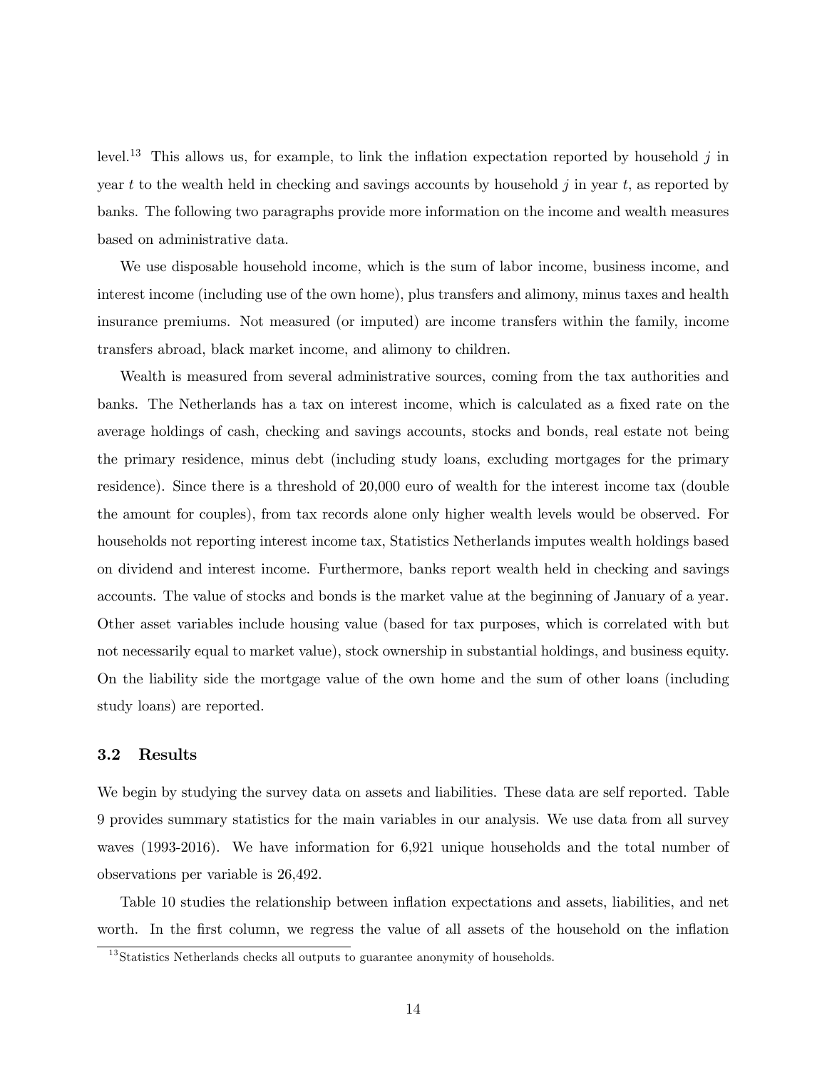level.[13] This allows us, for example, to link the inflation expectation reported by household $j$ in year $t$ to the wealth held in checking and savings accounts by household $j$ in year $t$, as reported by banks. The following two paragraphs provide more information on the income and wealth measures based on administrative data.

We use disposable household income, which is the sum of labor income, business income, and interest income (including use of the own home), plus transfers and alimony, minus taxes and health insurance premiums. Not measured (or imputed) are income transfers within the family, income transfers abroad, black market income, and alimony to children.

Wealth is measured from several administrative sources, coming from the tax authorities and banks. The Netherlands has a tax on interest income, which is calculated as a fixed rate on the average holdings of cash, checking and savings accounts, stocks and bonds, real estate not being the primary residence, minus debt (including study loans, excluding mortgages for the primary residence). Since there is a threshold of 20,000 euro of wealth for the interest income tax (double the amount for couples), from tax records alone only higher wealth levels would be observed. For households not reporting interest income tax, Statistics Netherlands imputes wealth holdings based on dividend and interest income. Furthermore, banks report wealth held in checking and savings accounts. The value of stocks and bonds is the market value at the beginning of January of a year. Other asset variables include housing value (based for tax purposes, which is correlated with but not necessarily equal to market value), stock ownership in substantial holdings, and business equity. On the liability side the mortgage value of the own home and the sum of other loans (including study loans) are reported.

### 3.2 Results

We begin by studying the survey data on assets and liabilities. These data are self reported. Table 9 provides summary statistics for the main variables in our analysis. We use data from all survey waves (1993-2016). We have information for 6,921 unique households and the total number of observations per variable is 26,492.

Table 10 studies the relationship between inflation expectations and assets, liabilities, and net worth. In the first column, we regress the value of all assets of the household on the inflation

[13] Statistics Netherlands checks all outputs to guarantee anonymity of households.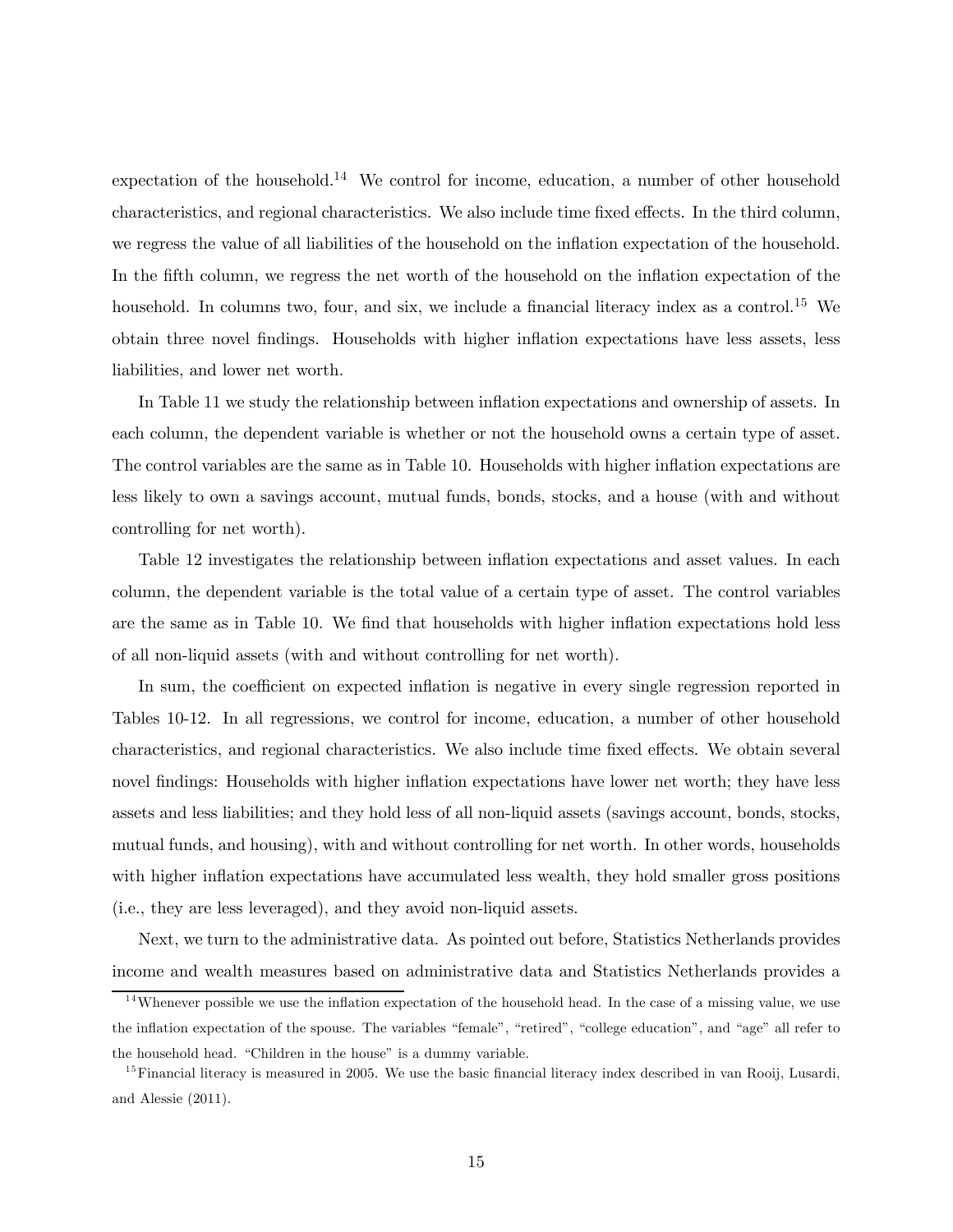expectation of the household.[14] We control for income, education, a number of other household characteristics, and regional characteristics. We also include time fixed effects. In the third column, we regress the value of all liabilities of the household on the inflation expectation of the household. In the fifth column, we regress the net worth of the household on the inflation expectation of the household. In columns two, four, and six, we include a financial literacy index as a control.[15] We obtain three novel findings. Households with higher inflation expectations have less assets, less liabilities, and lower net worth.

In Table 11 we study the relationship between inflation expectations and ownership of assets. In each column, the dependent variable is whether or not the household owns a certain type of asset. The control variables are the same as in Table 10. Households with higher inflation expectations are less likely to own a savings account, mutual funds, bonds, stocks, and a house (with and without controlling for net worth).

Table 12 investigates the relationship between inflation expectations and asset values. In each column, the dependent variable is the total value of a certain type of asset. The control variables are the same as in Table 10. We find that households with higher inflation expectations hold less of all non-liquid assets (with and without controlling for net worth).

In sum, the coefficient on expected inflation is negative in every single regression reported in Tables 10-12. In all regressions, we control for income, education, a number of other household characteristics, and regional characteristics. We also include time fixed effects. We obtain several novel findings: Households with higher inflation expectations have lower net worth; they have less assets and less liabilities; and they hold less of all non-liquid assets (savings account, bonds, stocks, mutual funds, and housing), with and without controlling for net worth. In other words, households with higher inflation expectations have accumulated less wealth, they hold smaller gross positions (i.e., they are less leveraged), and they avoid non-liquid assets.

Next, we turn to the administrative data. As pointed out before, Statistics Netherlands provides income and wealth measures based on administrative data and Statistics Netherlands provides a

[14] Whenever possible we use the inflation expectation of the household head. In the case of a missing value, we use the inflation expectation of the spouse. The variables "female", "retired", "college education", and "age" all refer to the household head. "Children in the house" is a dummy variable.

[15] Financial literacy is measured in 2005. We use the basic financial literacy index described in van Rooij, Lusardi, and Alessie (2011).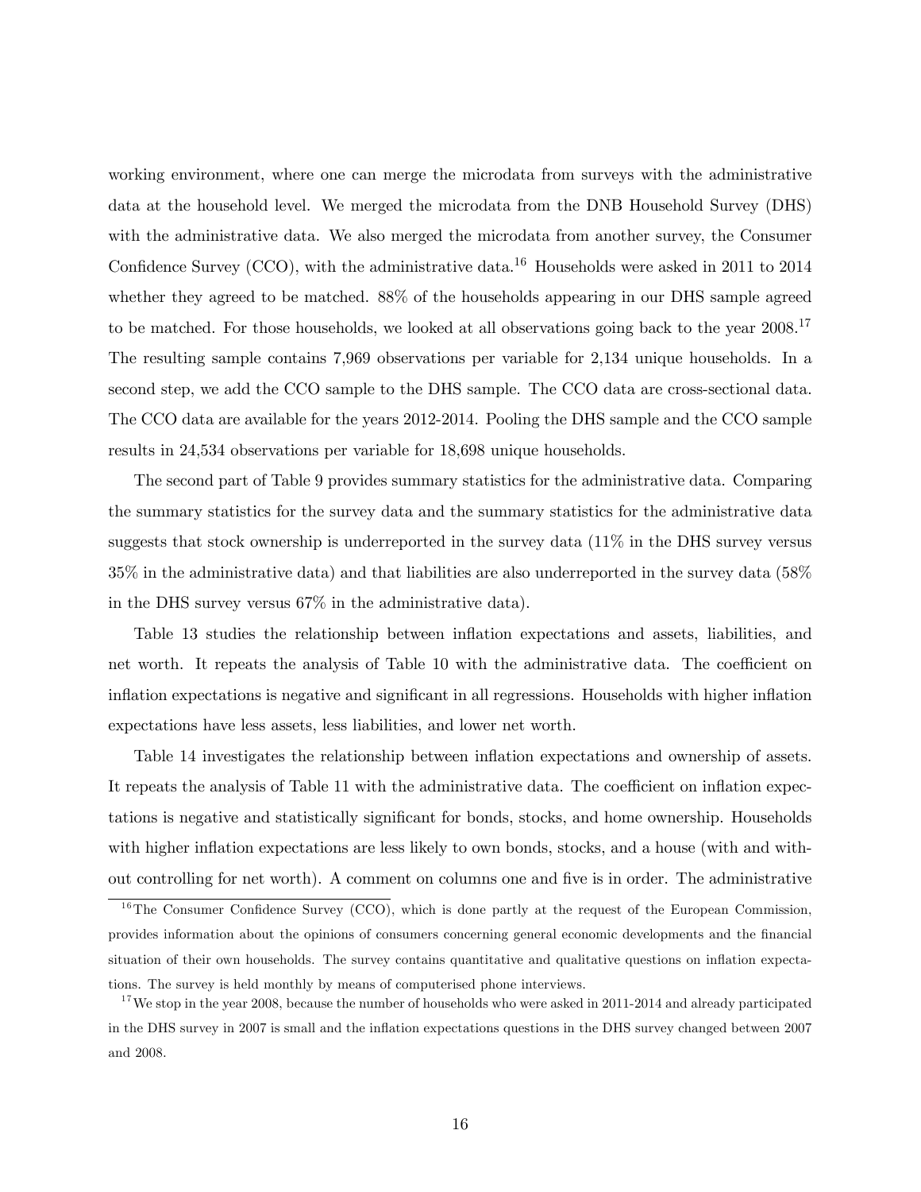working environment, where one can merge the microdata from surveys with the administrative data at the household level. We merged the microdata from the DNB Household Survey (DHS) with the administrative data. We also merged the microdata from another survey, the Consumer Confidence Survey (CCO), with the administrative data.[16] Households were asked in 2011 to 2014 whether they agreed to be matched. 88% of the households appearing in our DHS sample agreed to be matched. For those households, we looked at all observations going back to the year 2008.[17] The resulting sample contains 7,969 observations per variable for 2,134 unique households. In a second step, we add the CCO sample to the DHS sample. The CCO data are cross-sectional data. The CCO data are available for the years 2012-2014. Pooling the DHS sample and the CCO sample results in 24,534 observations per variable for 18,698 unique households.

The second part of Table 9 provides summary statistics for the administrative data. Comparing the summary statistics for the survey data and the summary statistics for the administrative data suggests that stock ownership is underreported in the survey data (11% in the DHS survey versus 35% in the administrative data) and that liabilities are also underreported in the survey data (58% in the DHS survey versus 67% in the administrative data).

Table 13 studies the relationship between inflation expectations and assets, liabilities, and net worth. It repeats the analysis of Table 10 with the administrative data. The coefficient on inflation expectations is negative and significant in all regressions. Households with higher inflation expectations have less assets, less liabilities, and lower net worth.

Table 14 investigates the relationship between inflation expectations and ownership of assets. It repeats the analysis of Table 11 with the administrative data. The coefficient on inflation expectations is negative and statistically significant for bonds, stocks, and home ownership. Households with higher inflation expectations are less likely to own bonds, stocks, and a house (with and without controlling for net worth). A comment on columns one and five is in order. The administrative

[16] The Consumer Confidence Survey (CCO), which is done partly at the request of the European Commission, provides information about the opinions of consumers concerning general economic developments and the financial situation of their own households. The survey contains quantitative and qualitative questions on inflation expectations. The survey is held monthly by means of computerised phone interviews.

[17] We stop in the year 2008, because the number of households who were asked in 2011-2014 and already participated in the DHS survey in 2007 is small and the inflation expectations questions in the DHS survey changed between 2007 and 2008.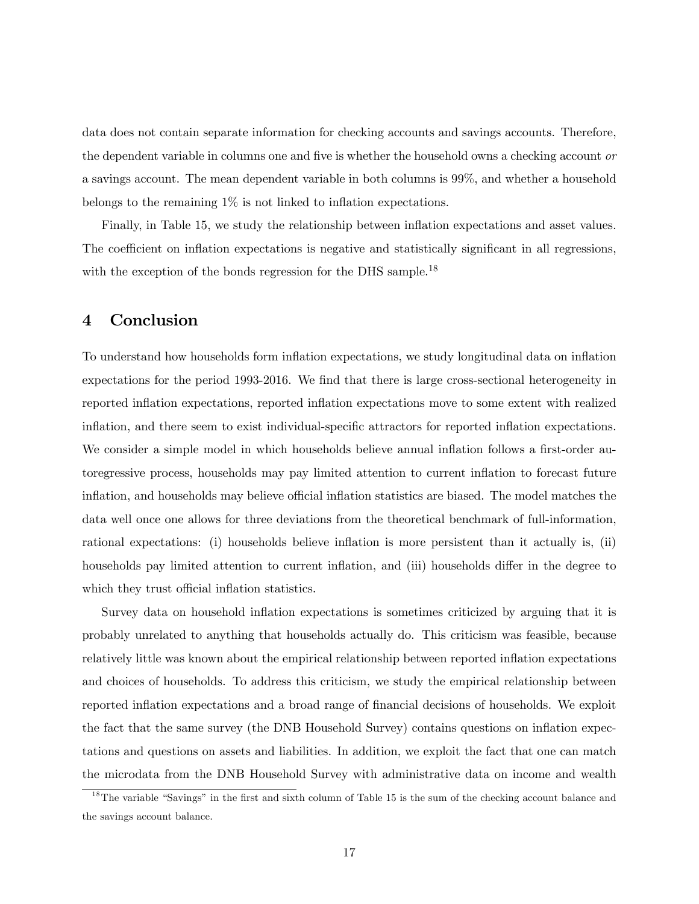data does not contain separate information for checking accounts and savings accounts. Therefore, the dependent variable in columns one and five is whether the household owns a checking account *or* a savings account. The mean dependent variable in both columns is 99%, and whether a household belongs to the remaining 1% is not linked to inflation expectations.

Finally, in Table 15, we study the relationship between inflation expectations and asset values. The coefficient on inflation expectations is negative and statistically significant in all regressions, with the exception of the bonds regression for the DHS sample.[18]

## 4 Conclusion

To understand how households form inflation expectations, we study longitudinal data on inflation expectations for the period 1993-2016. We find that there is large cross-sectional heterogeneity in reported inflation expectations, reported inflation expectations move to some extent with realized inflation, and there seem to exist individual-specific attractors for reported inflation expectations. We consider a simple model in which households believe annual inflation follows a first-order autoregressive process, households may pay limited attention to current inflation to forecast future inflation, and households may believe official inflation statistics are biased. The model matches the data well once one allows for three deviations from the theoretical benchmark of full-information, rational expectations: (i) households believe inflation is more persistent than it actually is, (ii) households pay limited attention to current inflation, and (iii) households differ in the degree to which they trust official inflation statistics.

Survey data on household inflation expectations is sometimes criticized by arguing that it is probably unrelated to anything that households actually do. This criticism was feasible, because relatively little was known about the empirical relationship between reported inflation expectations and choices of households. To address this criticism, we study the empirical relationship between reported inflation expectations and a broad range of financial decisions of households. We exploit the fact that the same survey (the DNB Household Survey) contains questions on inflation expectations and questions on assets and liabilities. In addition, we exploit the fact that one can match the microdata from the DNB Household Survey with administrative data on income and wealth

[18] The variable "Savings" in the first and sixth column of Table 15 is the sum of the checking account balance and the savings account balance.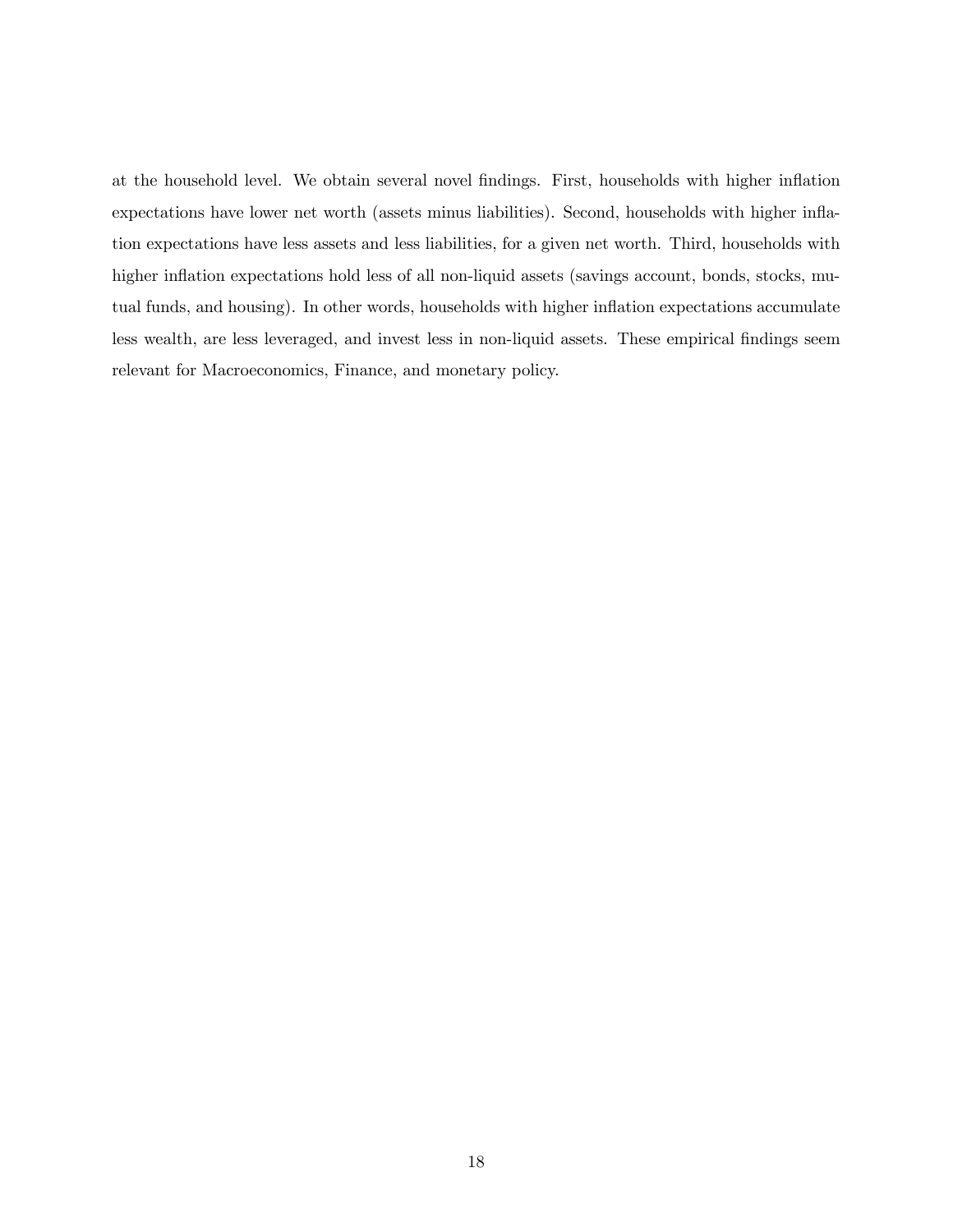at the household level. We obtain several novel findings. First, households with higher inflation expectations have lower net worth (assets minus liabilities). Second, households with higher inflation expectations have less assets and less liabilities, for a given net worth. Third, households with higher inflation expectations hold less of all non-liquid assets (savings account, bonds, stocks, mutual funds, and housing). In other words, households with higher inflation expectations accumulate less wealth, are less leveraged, and invest less in non-liquid assets. These empirical findings seem relevant for Macroeconomics, Finance, and monetary policy.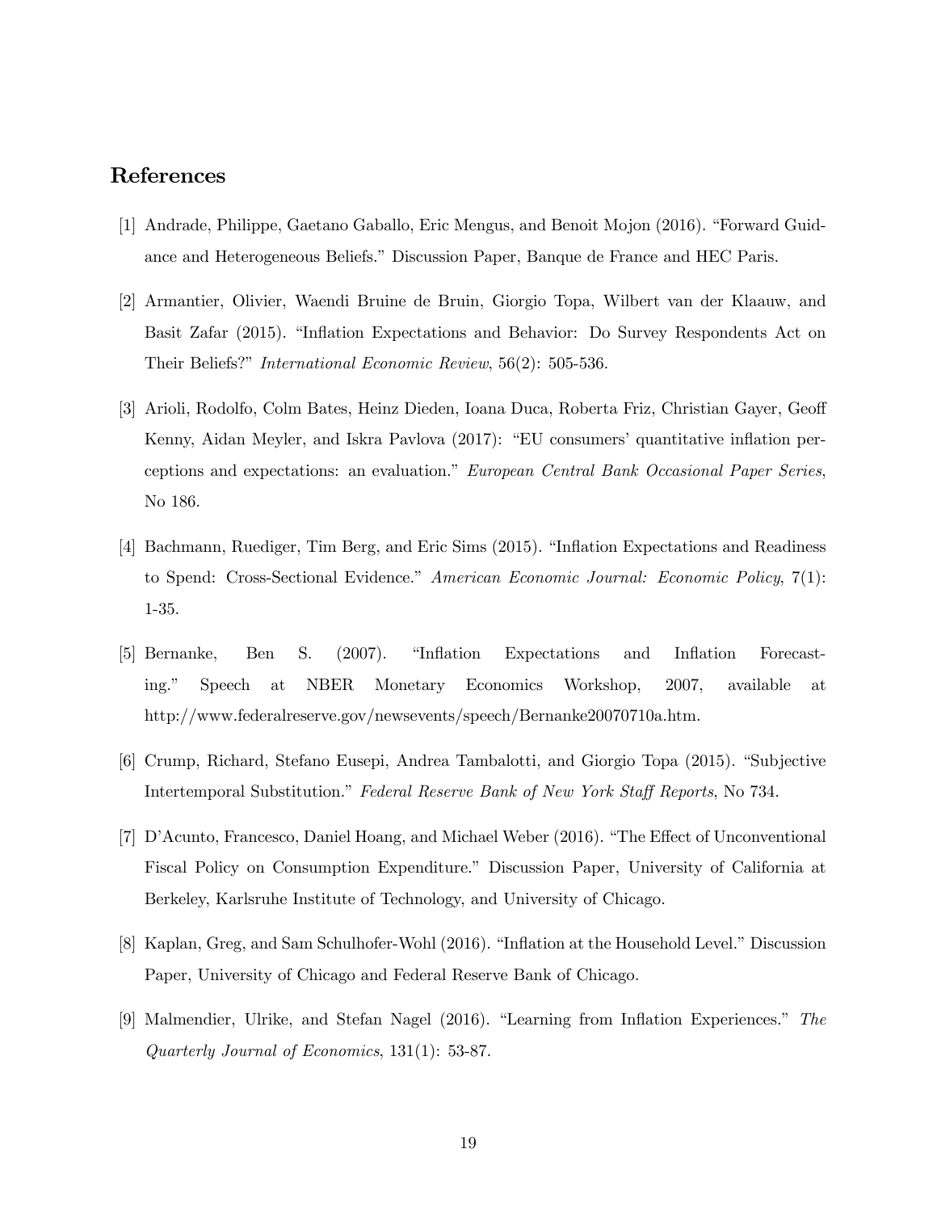## References

[1] Andrade, Philippe, Gaetano Gaballo, Eric Mengus, and Benoit Mojon (2016). "Forward Guidance and Heterogeneous Beliefs." Discussion Paper, Banque de France and HEC Paris.

[2] Armantier, Olivier, Waendi Bruine de Bruin, Giorgio Topa, Wilbert van der Klaauw, and Basit Zafar (2015). "Inflation Expectations and Behavior: Do Survey Respondents Act on Their Beliefs?" *International Economic Review*, 56(2): 505-536.

[3] Arioli, Rodolfo, Colm Bates, Heinz Dieden, Ioana Duca, Roberta Friz, Christian Gayer, Geoff Kenny, Aidan Meyler, and Iskra Pavlova (2017): "EU consumers' quantitative inflation perceptions and expectations: an evaluation." *European Central Bank Occasional Paper Series*, No 186.

[4] Bachmann, Ruediger, Tim Berg, and Eric Sims (2015). "Inflation Expectations and Readiness to Spend: Cross-Sectional Evidence." *American Economic Journal: Economic Policy*, 7(1): 1-35.

[5] Bernanke, Ben S. (2007). "Inflation Expectations and Inflation Forecasting." Speech at NBER Monetary Economics Workshop, 2007, available at http://www.federalreserve.gov/newsevents/speech/Bernanke20070710a.htm.

[6] Crump, Richard, Stefano Eusepi, Andrea Tambalotti, and Giorgio Topa (2015). "Subjective Intertemporal Substitution." *Federal Reserve Bank of New York Staff Reports*, No 734.

[7] D'Acunto, Francesco, Daniel Hoang, and Michael Weber (2016). "The Effect of Unconventional Fiscal Policy on Consumption Expenditure." Discussion Paper, University of California at Berkeley, Karlsruhe Institute of Technology, and University of Chicago.

[8] Kaplan, Greg, and Sam Schulhofer-Wohl (2016). "Inflation at the Household Level." Discussion Paper, University of Chicago and Federal Reserve Bank of Chicago.

[9] Malmendier, Ulrike, and Stefan Nagel (2016). "Learning from Inflation Experiences." *The Quarterly Journal of Economics*, 131(1): 53-87.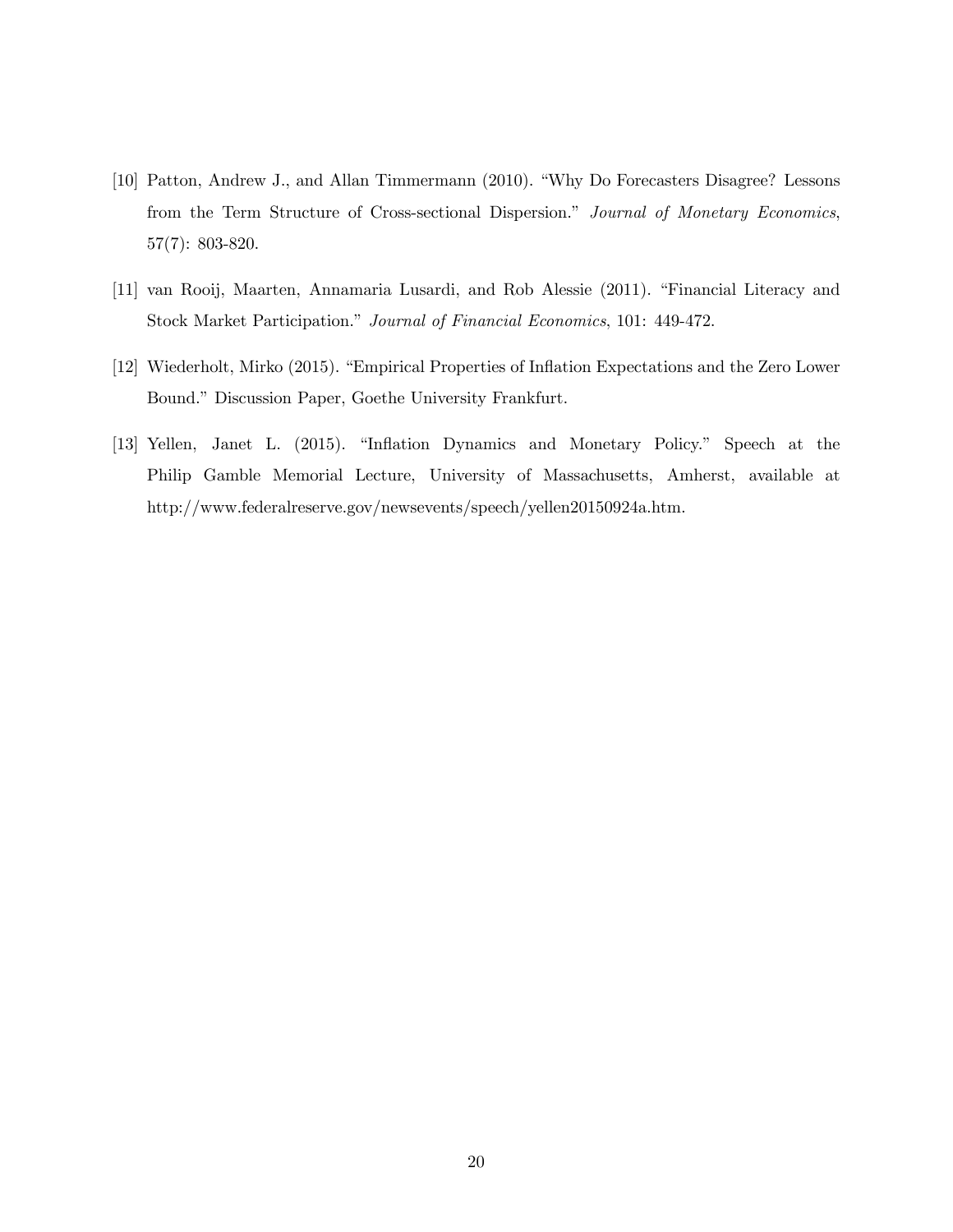[10] Patton, Andrew J., and Allan Timmermann (2010). "Why Do Forecasters Disagree? Lessons from the Term Structure of Cross-sectional Dispersion." *Journal of Monetary Economics*, 57(7): 803-820.

[11] van Rooij, Maarten, Annamaria Lusardi, and Rob Alessie (2011). "Financial Literacy and Stock Market Participation." *Journal of Financial Economics*, 101: 449-472.

[12] Wiederholt, Mirko (2015). "Empirical Properties of Inflation Expectations and the Zero Lower Bound." Discussion Paper, Goethe University Frankfurt.

[13] Yellen, Janet L. (2015). "Inflation Dynamics and Monetary Policy." Speech at the Philip Gamble Memorial Lecture, University of Massachusetts, Amherst, available at http://www.federalreserve.gov/newsevents/speech/yellen20150924a.htm.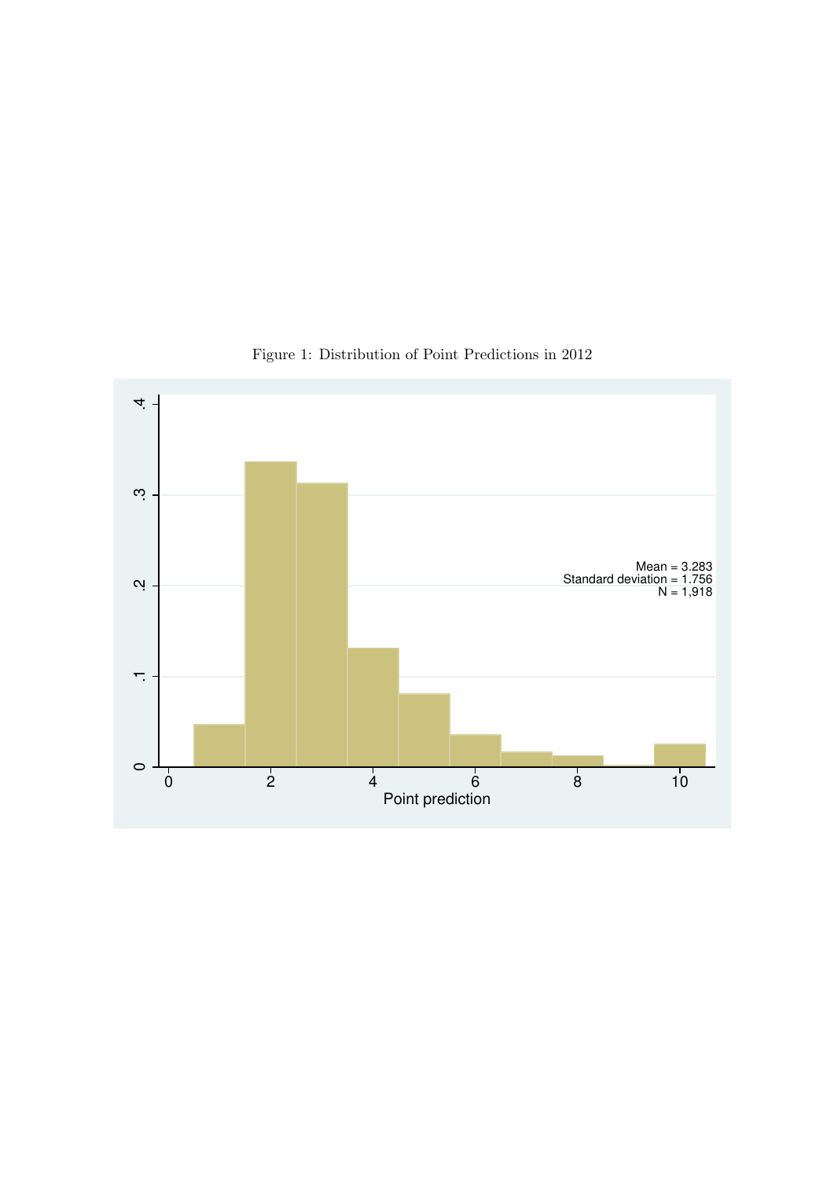Figure 1: Distribution of Point Predictions in 2012

Mean = 3.283
Standard deviation = 1.756
N = 1,918

0
.1
.2
.3
.4

0
2
4
6
8
10

Point prediction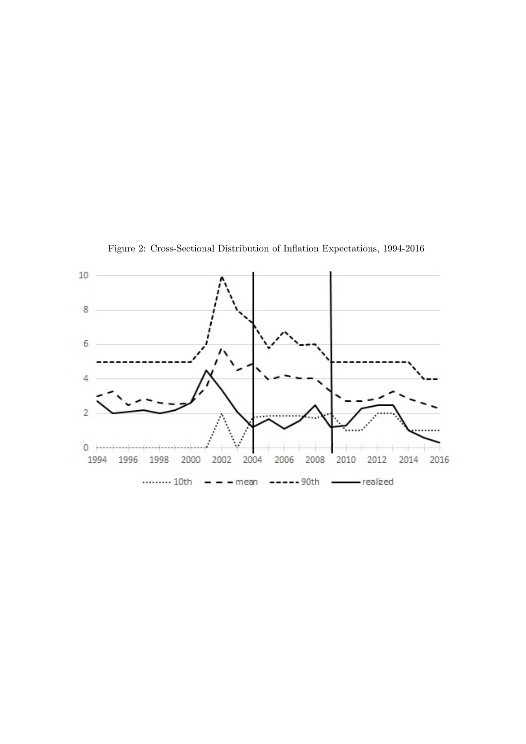Figure 2: Cross-Sectional Distribution of Inflation Expectations, 1994-2016

10
8
6
4
2
0

1994 1996 1998 2000 2002 2004 2006 2008 2010 2012 2014 2016

10th — mean — 90th — realized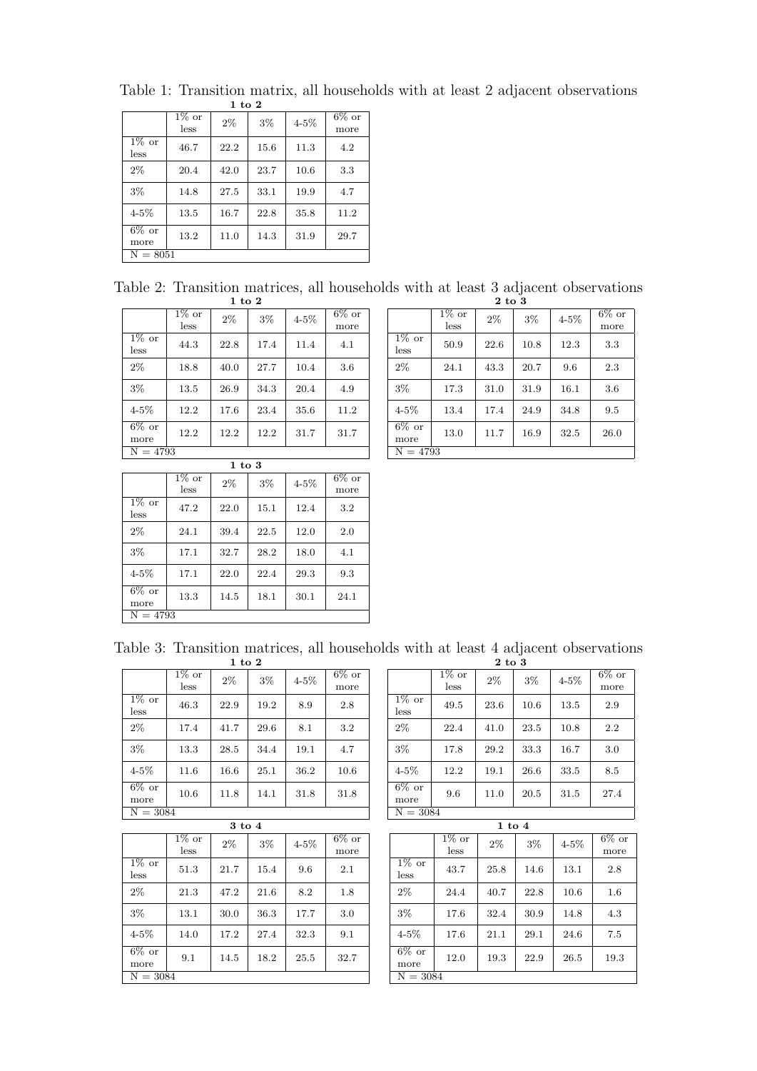Table 1: Transition matrix, all households with at least 2 adjacent observations

**1 to 2**

| | 1% or less | 2% | 3% | 4-5% | 6% or more |
|---|---|---|---|---|---|
| 1% or less | 46.7 | 22.2 | 15.6 | 11.3 | 4.2 |
| 2% | 20.4 | 42.0 | 23.7 | 10.6 | 3.3 |
| 3% | 14.8 | 27.5 | 33.1 | 19.9 | 4.7 |
| 4-5% | 13.5 | 16.7 | 22.8 | 35.8 | 11.2 |
| 6% or more | 13.2 | 11.0 | 14.3 | 31.9 | 29.7 |
| N = 8051 | | | | | |

Table 2: Transition matrices, all households with at least 3 adjacent observations

**1 to 2**

| | 1% or less | 2% | 3% | 4-5% | 6% or more |
|---|---|---|---|---|---|
| 1% or less | 44.3 | 22.8 | 17.4 | 11.4 | 4.1 |
| 2% | 18.8 | 40.0 | 27.7 | 10.4 | 3.6 |
| 3% | 13.5 | 26.9 | 34.3 | 20.4 | 4.9 |
| 4-5% | 12.2 | 17.6 | 23.4 | 35.6 | 11.2 |
| 6% or more | 12.2 | 12.2 | 12.2 | 31.7 | 31.7 |
| N = 4793 | | | | | |

**2 to 3**

| | 1% or less | 2% | 3% | 4-5% | 6% or more |
|---|---|---|---|---|---|
| 1% or less | 50.9 | 22.6 | 10.8 | 12.3 | 3.3 |
| 2% | 24.1 | 43.3 | 20.7 | 9.6 | 2.3 |
| 3% | 17.3 | 31.0 | 31.9 | 16.1 | 3.6 |
| 4-5% | 13.4 | 17.4 | 24.9 | 34.8 | 9.5 |
| 6% or more | 13.0 | 11.7 | 16.9 | 32.5 | 26.0 |
| N = 4793 | | | | | |

**1 to 3**

| | 1% or less | 2% | 3% | 4-5% | 6% or more |
|---|---|---|---|---|---|
| 1% or less | 47.2 | 22.0 | 15.1 | 12.4 | 3.2 |
| 2% | 24.1 | 39.4 | 22.5 | 12.0 | 2.0 |
| 3% | 17.1 | 32.7 | 28.2 | 18.0 | 4.1 |
| 4-5% | 17.1 | 22.0 | 22.4 | 29.3 | 9.3 |
| 6% or more | 13.3 | 14.5 | 18.1 | 30.1 | 24.1 |
| N = 4793 | | | | | |

Table 3: Transition matrices, all households with at least 4 adjacent observations

**1 to 2**

| | 1% or less | 2% | 3% | 4-5% | 6% or more |
|---|---|---|---|---|---|
| 1% or less | 46.3 | 22.9 | 19.2 | 8.9 | 2.8 |
| 2% | 17.4 | 41.7 | 29.6 | 8.1 | 3.2 |
| 3% | 13.3 | 28.5 | 34.4 | 19.1 | 4.7 |
| 4-5% | 11.6 | 16.6 | 25.1 | 36.2 | 10.6 |
| 6% or more | 10.6 | 11.8 | 14.1 | 31.8 | 31.8 |
| N = 3084 | | | | | |

**2 to 3**

| | 1% or less | 2% | 3% | 4-5% | 6% or more |
|---|---|---|---|---|---|
| 1% or less | 49.5 | 23.6 | 10.6 | 13.5 | 2.9 |
| 2% | 22.4 | 41.0 | 23.5 | 10.8 | 2.2 |
| 3% | 17.8 | 29.2 | 33.3 | 16.7 | 3.0 |
| 4-5% | 12.2 | 19.1 | 26.6 | 33.5 | 8.5 |
| 6% or more | 9.6 | 11.0 | 20.5 | 31.5 | 27.4 |
| N = 3084 | | | | | |

**3 to 4**

| | 1% or less | 2% | 3% | 4-5% | 6% or more |
|---|---|---|---|---|---|
| 1% or less | 51.3 | 21.7 | 15.4 | 9.6 | 2.1 |
| 2% | 21.3 | 47.2 | 21.6 | 8.2 | 1.8 |
| 3% | 13.1 | 30.0 | 36.3 | 17.7 | 3.0 |
| 4-5% | 14.0 | 17.2 | 27.4 | 32.3 | 9.1 |
| 6% or more | 9.1 | 14.5 | 18.2 | 25.5 | 32.7 |
| N = 3084 | | | | | |

**1 to 4**

| | 1% or less | 2% | 3% | 4-5% | 6% or more |
|---|---|---|---|---|---|
| 1% or less | 43.7 | 25.8 | 14.6 | 13.1 | 2.8 |
| 2% | 24.4 | 40.7 | 22.8 | 10.6 | 1.6 |
| 3% | 17.6 | 32.4 | 30.9 | 14.8 | 4.3 |
| 4-5% | 17.6 | 21.1 | 29.1 | 24.6 | 7.5 |
| 6% or more | 12.0 | 19.3 | 22.9 | 26.5 | 19.3 |
| N = 3084 | | | | | |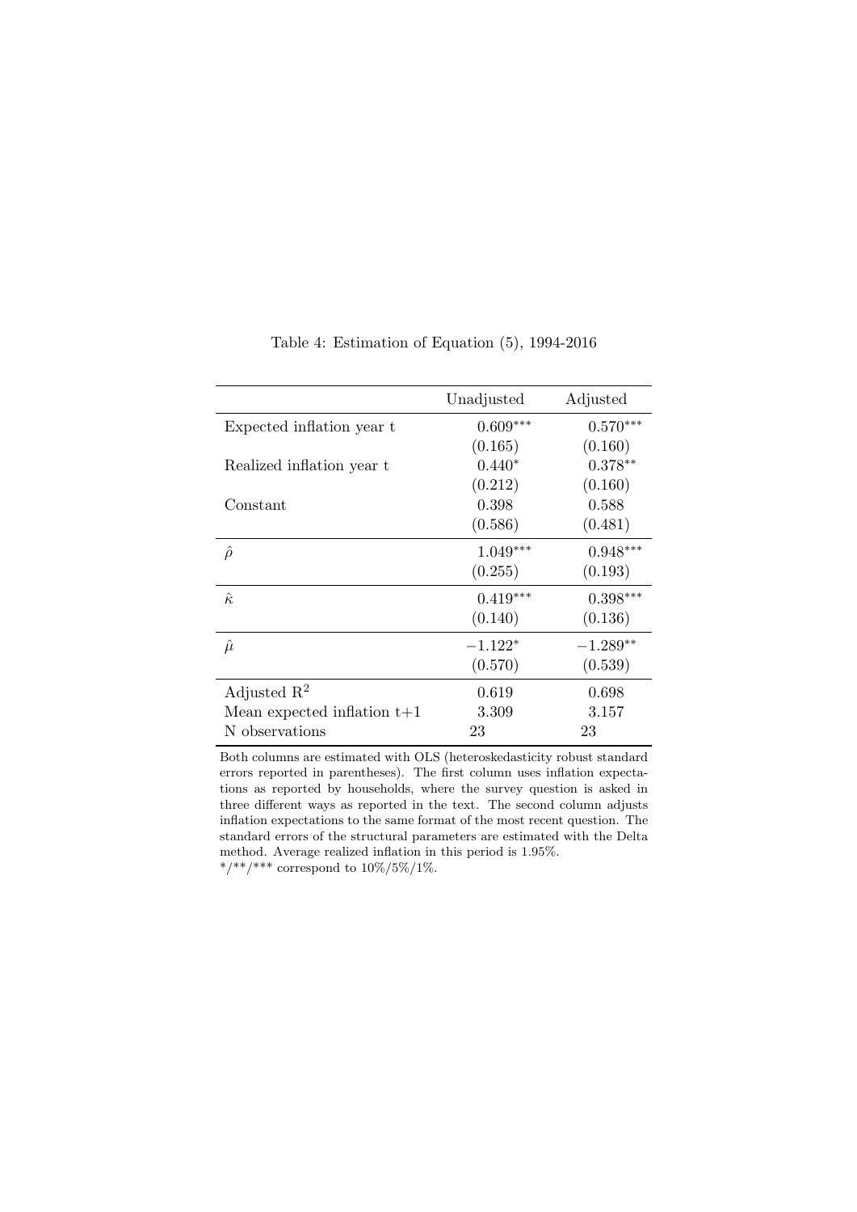Table 4: Estimation of Equation (5), 1994-2016

| | Unadjusted | Adjusted |
|---|---|---|
| Expected inflation year t | $0.609^{***}$ | $0.570^{***}$ |
| | (0.165) | (0.160) |
| Realized inflation year t | $0.440^{*}$ | $0.378^{**}$ |
| | (0.212) | (0.160) |
| Constant | 0.398 | 0.588 |
| | (0.586) | (0.481) |
| $\hat{\rho}$ | $1.049^{***}$ | $0.948^{***}$ |
| | (0.255) | (0.193) |
| $\hat{\kappa}$ | $0.419^{***}$ | $0.398^{***}$ |
| | (0.140) | (0.136) |
| $\hat{\mu}$ | $-1.122^{*}$ | $-1.289^{**}$ |
| | (0.570) | (0.539) |
| Adjusted $R^2$ | 0.619 | 0.698 |
| Mean expected inflation t+1 | 3.309 | 3.157 |
| N observations | 23 | 23 |

Both columns are estimated with OLS (heteroskedasticity robust standard errors reported in parentheses). The first column uses inflation expectations as reported by households, where the survey question is asked in three different ways as reported in the text. The second column adjusts inflation expectations to the same format of the most recent question. The standard errors of the structural parameters are estimated with the Delta method. Average realized inflation in this period is 1.95%.
*/**/*** correspond to 10%/5%/1%.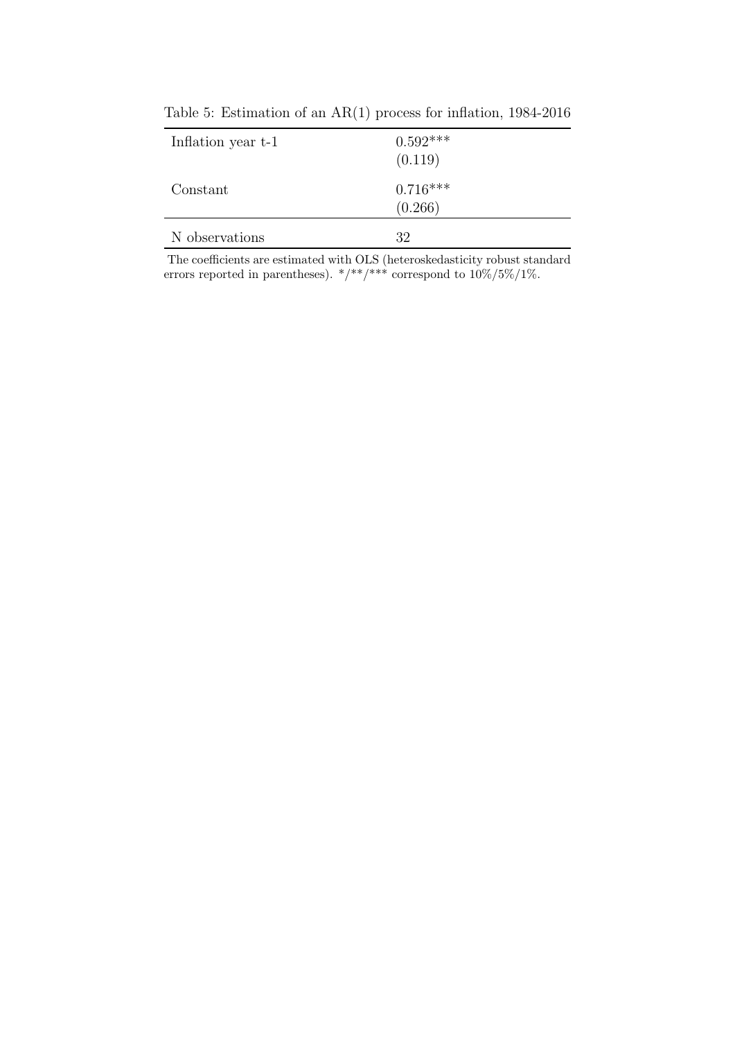Table 5: Estimation of an AR(1) process for inflation, 1984-2016

| | |
|---|---|
| Inflation year t-1 | 0.592*** |
| | (0.119) |
| Constant | 0.716*** |
| | (0.266) |
| N observations | 32 |

The coefficients are estimated with OLS (heteroskedasticity robust standard errors reported in parentheses). */**/*** correspond to 10%/5%/1%.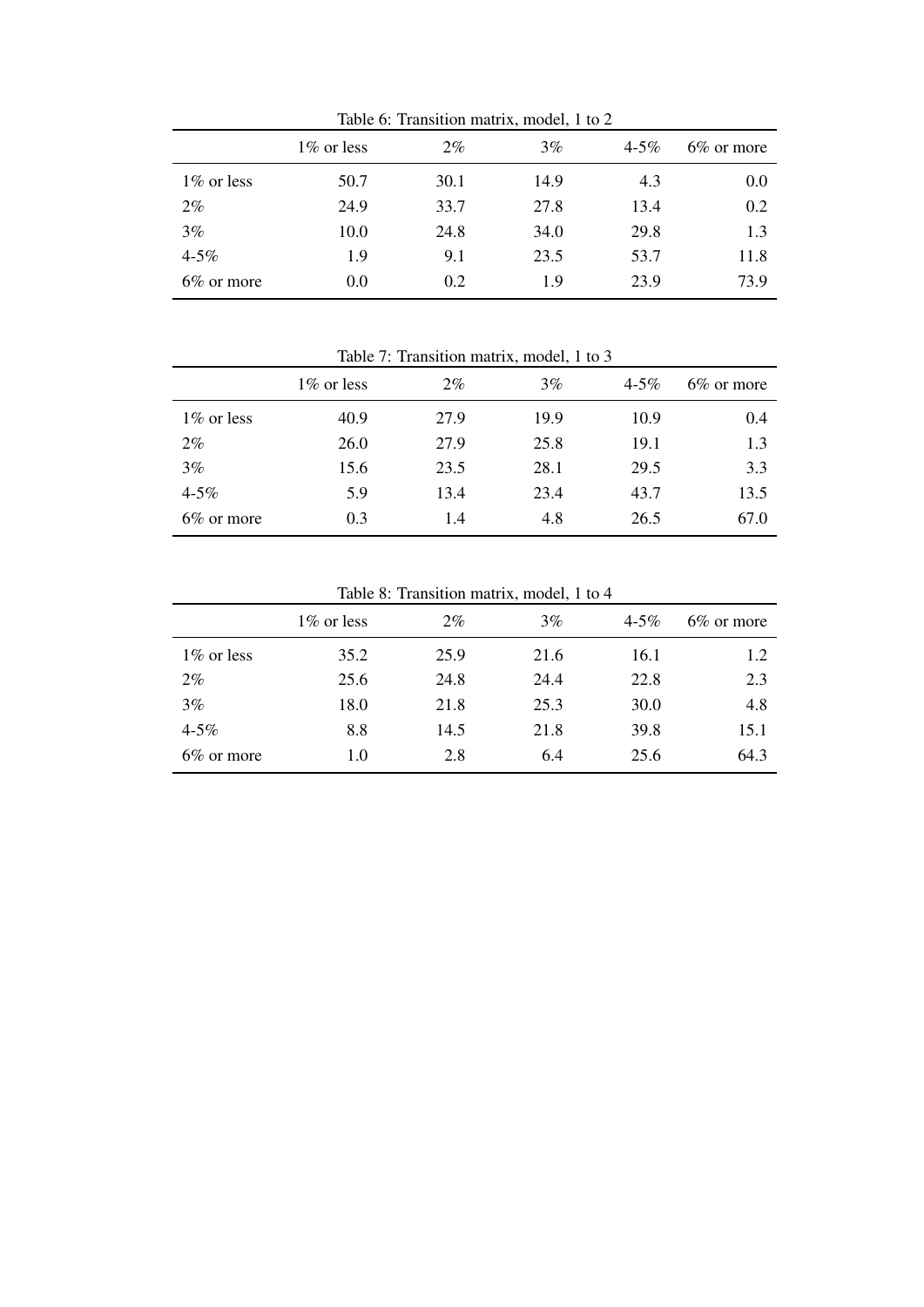Table 6: Transition matrix, model, 1 to 2

| | 1% or less | 2% | 3% | 4-5% | 6% or more |
|---|---|---|---|---|---|
| 1% or less | 50.7 | 30.1 | 14.9 | 4.3 | 0.0 |
| 2% | 24.9 | 33.7 | 27.8 | 13.4 | 0.2 |
| 3% | 10.0 | 24.8 | 34.0 | 29.8 | 1.3 |
| 4-5% | 1.9 | 9.1 | 23.5 | 53.7 | 11.8 |
| 6% or more | 0.0 | 0.2 | 1.9 | 23.9 | 73.9 |

Table 7: Transition matrix, model, 1 to 3

| | 1% or less | 2% | 3% | 4-5% | 6% or more |
|---|---|---|---|---|---|
| 1% or less | 40.9 | 27.9 | 19.9 | 10.9 | 0.4 |
| 2% | 26.0 | 27.9 | 25.8 | 19.1 | 1.3 |
| 3% | 15.6 | 23.5 | 28.1 | 29.5 | 3.3 |
| 4-5% | 5.9 | 13.4 | 23.4 | 43.7 | 13.5 |
| 6% or more | 0.3 | 1.4 | 4.8 | 26.5 | 67.0 |

Table 8: Transition matrix, model, 1 to 4

| | 1% or less | 2% | 3% | 4-5% | 6% or more |
|---|---|---|---|---|---|
| 1% or less | 35.2 | 25.9 | 21.6 | 16.1 | 1.2 |
| 2% | 25.6 | 24.8 | 24.4 | 22.8 | 2.3 |
| 3% | 18.0 | 21.8 | 25.3 | 30.0 | 4.8 |
| 4-5% | 8.8 | 14.5 | 21.8 | 39.8 | 15.1 |
| 6% or more | 1.0 | 2.8 | 6.4 | 25.6 | 64.3 |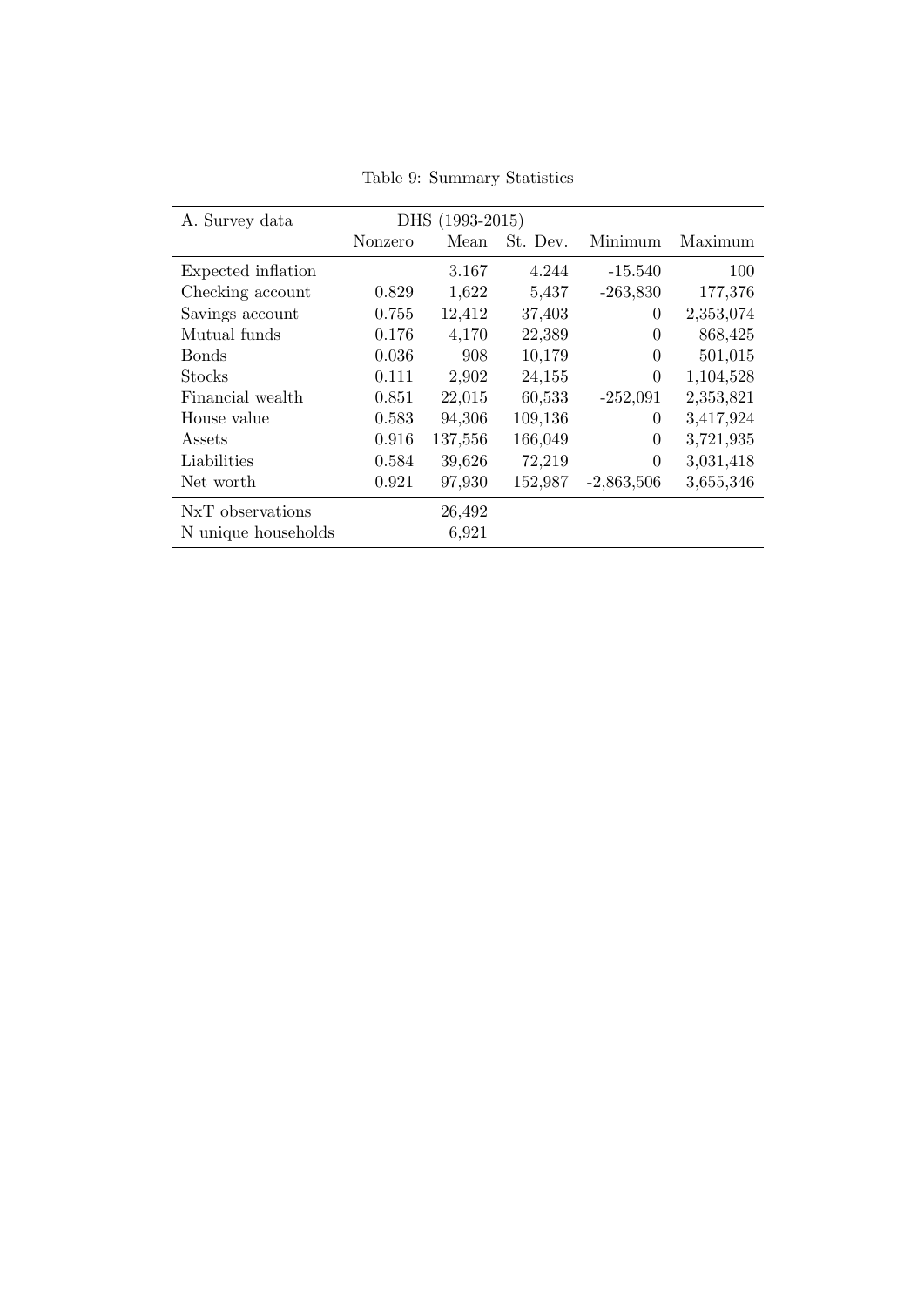Table 9: Summary Statistics

| A. Survey data | DHS (1993-2015) | | | | |
|---|---|---|---|---|---|
| | Nonzero | Mean | St. Dev. | Minimum | Maximum |
| Expected inflation | | 3.167 | 4.244 | -15.540 | 100 |
| Checking account | 0.829 | 1,622 | 5,437 | -263,830 | 177,376 |
| Savings account | 0.755 | 12,412 | 37,403 | 0 | 2,353,074 |
| Mutual funds | 0.176 | 4,170 | 22,389 | 0 | 868,425 |
| Bonds | 0.036 | 908 | 10,179 | 0 | 501,015 |
| Stocks | 0.111 | 2,902 | 24,155 | 0 | 1,104,528 |
| Financial wealth | 0.851 | 22,015 | 60,533 | -252,091 | 2,353,821 |
| House value | 0.583 | 94,306 | 109,136 | 0 | 3,417,924 |
| Assets | 0.916 | 137,556 | 166,049 | 0 | 3,721,935 |
| Liabilities | 0.584 | 39,626 | 72,219 | 0 | 3,031,418 |
| Net worth | 0.921 | 97,930 | 152,987 | -2,863,506 | 3,655,346 |
| NxT observations | | 26,492 | | | |
| N unique households | | 6,921 | | | |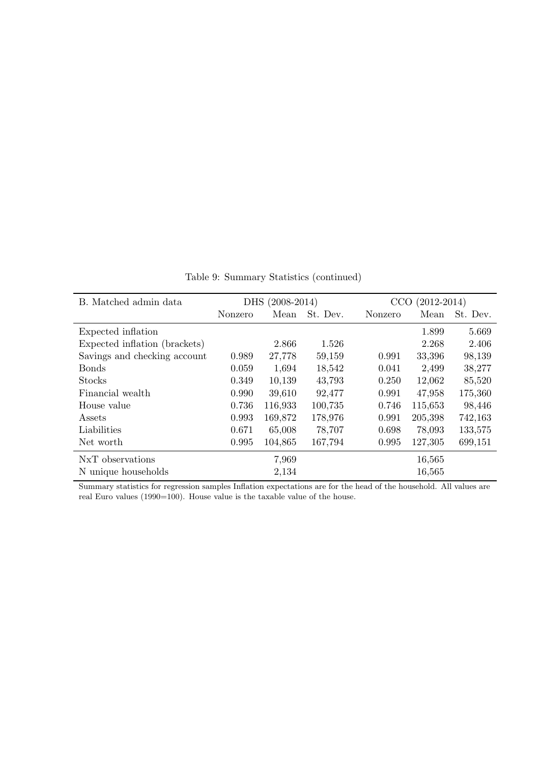Table 9: Summary Statistics (continued)

| B. Matched admin data | DHS (2008-2014) | | | CCO (2012-2014) | | |
|---|---|---|---|---|---|---|
| | Nonzero | Mean | St. Dev. | Nonzero | Mean | St. Dev. |
| Expected inflation | | | | | 1.899 | 5.669 |
| Expected inflation (brackets) | | 2.866 | 1.526 | | 2.268 | 2.406 |
| Savings and checking account | 0.989 | 27,778 | 59,159 | 0.991 | 33,396 | 98,139 |
| Bonds | 0.059 | 1,694 | 18,542 | 0.041 | 2,499 | 38,277 |
| Stocks | 0.349 | 10,139 | 43,793 | 0.250 | 12,062 | 85,520 |
| Financial wealth | 0.990 | 39,610 | 92,477 | 0.991 | 47,958 | 175,360 |
| House value | 0.736 | 116,933 | 100,735 | 0.746 | 115,653 | 98,446 |
| Assets | 0.993 | 169,872 | 178,976 | 0.991 | 205,398 | 742,163 |
| Liabilities | 0.671 | 65,008 | 78,707 | 0.698 | 78,093 | 133,575 |
| Net worth | 0.995 | 104,865 | 167,794 | 0.995 | 127,305 | 699,151 |
| NxT observations | | 7,969 | | | 16,565 | |
| N unique households | | 2,134 | | | 16,565 | |

Summary statistics for regression samples Inflation expectations are for the head of the household. All values are real Euro values (1990=100). House value is the taxable value of the house.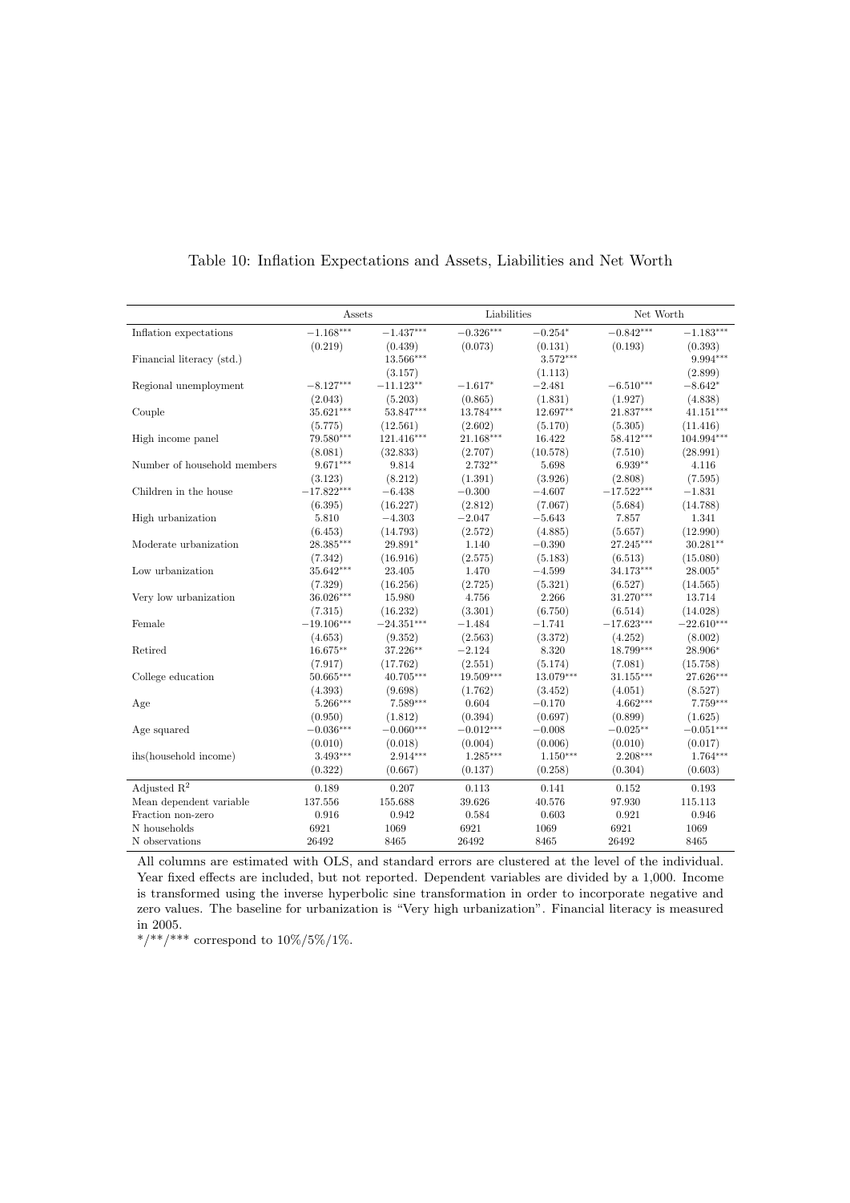Table 10: Inflation Expectations and Assets, Liabilities and Net Worth

| | Assets | | Liabilities | | Net Worth | |
|---|---|---|---|---|---|---|
| Inflation expectations | $-1.168^{***}$ | $-1.437^{***}$ | $-0.326^{***}$ | $-0.254^{*}$ | $-0.842^{***}$ | $-1.183^{***}$ |
| | (0.219) | (0.439) | (0.073) | (0.131) | (0.193) | (0.393) |
| Financial literacy (std.) | | $13.566^{***}$ | | $3.572^{***}$ | | $9.994^{***}$ |
| | | (3.157) | | (1.113) | | (2.899) |
| Regional unemployment | $-8.127^{***}$ | $-11.123^{**}$ | $-1.617^{*}$ | $-2.481$ | $-6.510^{***}$ | $-8.642^{*}$ |
| | (2.043) | (5.203) | (0.865) | (1.831) | (1.927) | (4.838) |
| Couple | $35.621^{***}$ | $53.847^{***}$ | $13.784^{***}$ | $12.697^{**}$ | $21.837^{***}$ | $41.151^{***}$ |
| | (5.775) | (12.561) | (2.602) | (5.170) | (5.305) | (11.416) |
| High income panel | $79.580^{***}$ | $121.416^{***}$ | $21.168^{***}$ | 16.422 | $58.412^{***}$ | $104.994^{***}$ |
| | (8.081) | (32.833) | (2.707) | (10.578) | (7.510) | (28.991) |
| Number of household members | $9.671^{***}$ | 9.814 | $2.732^{**}$ | 5.698 | $6.939^{**}$ | 4.116 |
| | (3.123) | (8.212) | (1.391) | (3.926) | (2.808) | (7.595) |
| Children in the house | $-17.822^{***}$ | $-6.438$ | $-0.300$ | $-4.607$ | $-17.522^{***}$ | $-1.831$ |
| | (6.395) | (16.227) | (2.812) | (7.067) | (5.684) | (14.788) |
| High urbanization | 5.810 | $-4.303$ | $-2.047$ | $-5.643$ | 7.857 | 1.341 |
| | (6.453) | (14.793) | (2.572) | (4.885) | (5.657) | (12.990) |
| Moderate urbanization | $28.385^{***}$ | $29.891^{*}$ | 1.140 | $-0.390$ | $27.245^{***}$ | $30.281^{**}$ |
| | (7.342) | (16.916) | (2.575) | (5.183) | (6.513) | (15.080) |
| Low urbanization | $35.642^{***}$ | 23.405 | 1.470 | $-4.599$ | $34.173^{***}$ | $28.005^{*}$ |
| | (7.329) | (16.256) | (2.725) | (5.321) | (6.527) | (14.565) |
| Very low urbanization | $36.026^{***}$ | 15.980 | 4.756 | 2.266 | $31.270^{***}$ | 13.714 |
| | (7.315) | (16.232) | (3.301) | (6.750) | (6.514) | (14.028) |
| Female | $-19.106^{***}$ | $-24.351^{***}$ | $-1.484$ | $-1.741$ | $-17.623^{***}$ | $-22.610^{***}$ |
| | (4.653) | (9.352) | (2.563) | (3.372) | (4.252) | (8.002) |
| Retired | $16.675^{**}$ | $37.226^{**}$ | $-2.124$ | 8.320 | $18.799^{***}$ | $28.906^{*}$ |
| | (7.917) | (17.762) | (2.551) | (5.174) | (7.081) | (15.758) |
| College education | $50.665^{***}$ | $40.705^{***}$ | $19.509^{***}$ | $13.079^{***}$ | $31.155^{***}$ | $27.626^{***}$ |
| | (4.393) | (9.698) | (1.762) | (3.452) | (4.051) | (8.527) |
| Age | $5.266^{***}$ | $7.589^{***}$ | 0.604 | $-0.170$ | $4.662^{***}$ | $7.759^{***}$ |
| | (0.950) | (1.812) | (0.394) | (0.697) | (0.899) | (1.625) |
| Age squared | $-0.036^{***}$ | $-0.060^{***}$ | $-0.012^{***}$ | $-0.008$ | $-0.025^{**}$ | $-0.051^{***}$ |
| | (0.010) | (0.018) | (0.004) | (0.006) | (0.010) | (0.017) |
| ihs(household income) | $3.493^{***}$ | $2.914^{***}$ | $1.285^{***}$ | $1.150^{***}$ | $2.208^{***}$ | $1.764^{***}$ |
| | (0.322) | (0.667) | (0.137) | (0.258) | (0.304) | (0.603) |
| Adjusted $R^2$ | 0.189 | 0.207 | 0.113 | 0.141 | 0.152 | 0.193 |
| Mean dependent variable | 137.556 | 155.688 | 39.626 | 40.576 | 97.930 | 115.113 |
| Fraction non-zero | 0.916 | 0.942 | 0.584 | 0.603 | 0.921 | 0.946 |
| N households | 6921 | 1069 | 6921 | 1069 | 6921 | 1069 |
| N observations | 26492 | 8465 | 26492 | 8465 | 26492 | 8465 |

All columns are estimated with OLS, and standard errors are clustered at the level of the individual. Year fixed effects are included, but not reported. Dependent variables are divided by a 1,000. Income is transformed using the inverse hyperbolic sine transformation in order to incorporate negative and zero values. The baseline for urbanization is "Very high urbanization". Financial literacy is measured in 2005.

*/**/*** correspond to 10%/5%/1%.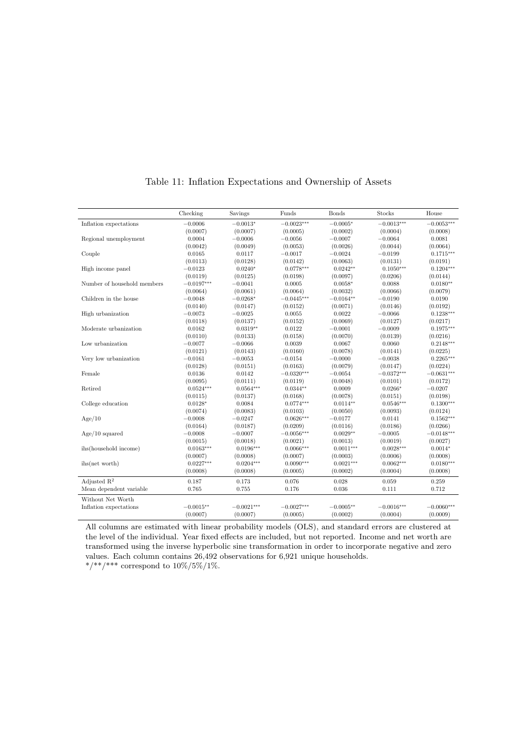Table 11: Inflation Expectations and Ownership of Assets

| | Checking | Savings | Funds | Bonds | Stocks | House |
|---|---|---|---|---|---|---|
| Inflation expectations | −0.0006 | −0.0013* | −0.0023*** | −0.0005* | −0.0013*** | −0.0053*** |
| | (0.0007) | (0.0007) | (0.0005) | (0.0002) | (0.0004) | (0.0008) |
| Regional unemployment | 0.0004 | −0.0006 | −0.0056 | −0.0007 | −0.0064 | 0.0081 |
| | (0.0042) | (0.0049) | (0.0053) | (0.0026) | (0.0044) | (0.0064) |
| Couple | 0.0165 | 0.0117 | −0.0017 | −0.0024 | −0.0199 | 0.1715*** |
| | (0.0113) | (0.0128) | (0.0142) | (0.0063) | (0.0131) | (0.0191) |
| High income panel | −0.0123 | 0.0240* | 0.0778*** | 0.0242** | 0.1050*** | 0.1204*** |
| | (0.0119) | (0.0125) | (0.0198) | (0.0097) | (0.0206) | (0.0144) |
| Number of household members | −0.0197*** | −0.0041 | 0.0005 | 0.0058* | 0.0088 | 0.0180** |
| | (0.0064) | (0.0061) | (0.0064) | (0.0032) | (0.0066) | (0.0079) |
| Children in the house | −0.0048 | −0.0268* | −0.0445*** | −0.0164** | −0.0190 | 0.0190 |
| | (0.0140) | (0.0147) | (0.0152) | (0.0071) | (0.0146) | (0.0192) |
| High urbanization | −0.0073 | −0.0025 | 0.0055 | 0.0022 | −0.0066 | 0.1238*** |
| | (0.0118) | (0.0137) | (0.0152) | (0.0069) | (0.0127) | (0.0217) |
| Moderate urbanization | 0.0162 | 0.0319** | 0.0122 | −0.0001 | −0.0009 | 0.1975*** |
| | (0.0110) | (0.0133) | (0.0158) | (0.0070) | (0.0139) | (0.0216) |
| Low urbanization | −0.0077 | −0.0066 | 0.0039 | 0.0067 | 0.0060 | 0.2148*** |
| | (0.0121) | (0.0143) | (0.0160) | (0.0078) | (0.0141) | (0.0225) |
| Very low urbanization | −0.0161 | −0.0053 | −0.0154 | −0.0000 | −0.0038 | 0.2265*** |
| | (0.0128) | (0.0151) | (0.0163) | (0.0079) | (0.0147) | (0.0224) |
| Female | 0.0136 | 0.0142 | −0.0320*** | −0.0054 | −0.0372*** | −0.0631*** |
| | (0.0095) | (0.0111) | (0.0119) | (0.0048) | (0.0101) | (0.0172) |
| Retired | 0.0524*** | 0.0564*** | 0.0344** | 0.0009 | 0.0266* | −0.0207 |
| | (0.0115) | (0.0137) | (0.0168) | (0.0078) | (0.0151) | (0.0198) |
| College education | 0.0128* | 0.0084 | 0.0774*** | 0.0114** | 0.0546*** | 0.1300*** |
| | (0.0074) | (0.0083) | (0.0103) | (0.0050) | (0.0093) | (0.0124) |
| Age/10 | −0.0008 | −0.0247 | 0.0626*** | −0.0177 | 0.0141 | 0.1562*** |
| | (0.0164) | (0.0187) | (0.0209) | (0.0116) | (0.0186) | (0.0266) |
| Age/10 squared | −0.0008 | −0.0007 | −0.0056*** | 0.0029** | −0.0005 | −0.0148*** |
| | (0.0015) | (0.0018) | (0.0021) | (0.0013) | (0.0019) | (0.0027) |
| ihs(household income) | 0.0163*** | 0.0196*** | 0.0066*** | 0.0011*** | 0.0028*** | 0.0014* |
| | (0.0007) | (0.0008) | (0.0007) | (0.0003) | (0.0006) | (0.0008) |
| ihs(net worth) | 0.0227*** | 0.0204*** | 0.0090*** | 0.0021*** | 0.0062*** | 0.0180*** |
| | (0.0008) | (0.0008) | (0.0005) | (0.0002) | (0.0004) | (0.0008) |
| Adjusted $R^2$ | 0.187 | 0.173 | 0.076 | 0.028 | 0.059 | 0.259 |
| Mean dependent variable | 0.765 | 0.755 | 0.176 | 0.036 | 0.111 | 0.712 |
| Without Net Worth | | | | | | |
| Inflation expectations | −0.0015** | −0.0021*** | −0.0027*** | −0.0005** | −0.0016*** | −0.0060*** |
| | (0.0007) | (0.0007) | (0.0005) | (0.0002) | (0.0004) | (0.0009) |

All columns are estimated with linear probability models (OLS), and standard errors are clustered at the level of the individual. Year fixed effects are included, but not reported. Income and net worth are transformed using the inverse hyperbolic sine transformation in order to incorporate negative and zero values. Each column contains 26,492 observations for 6,921 unique households.
*/**/*** correspond to 10%/5%/1%.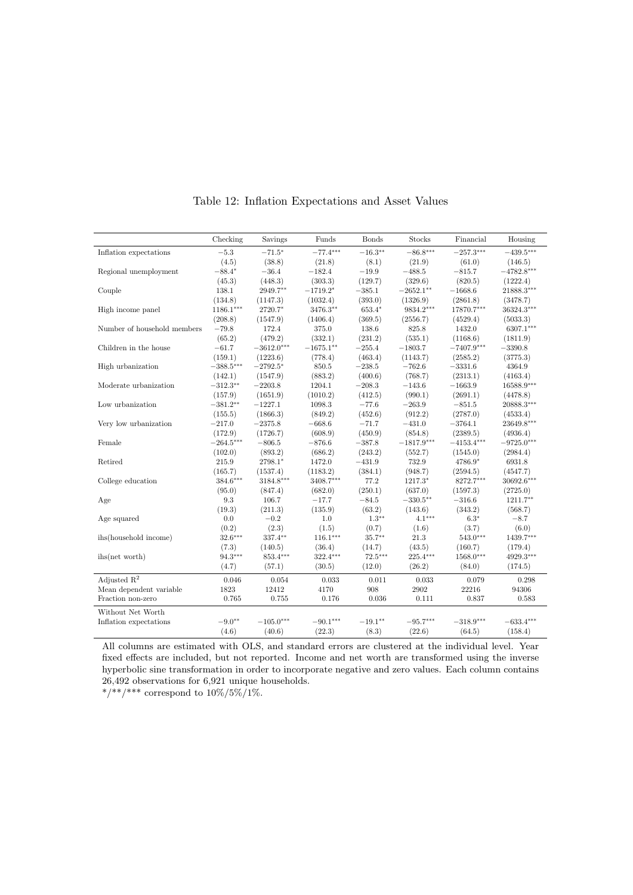Table 12: Inflation Expectations and Asset Values

| | Checking | Savings | Funds | Bonds | Stocks | Financial | Housing |
|---|---|---|---|---|---|---|---|
| Inflation expectations | −5.3 | −71.5* | −77.4*** | −16.3** | −86.8*** | −257.3*** | −439.5*** |
| | (4.5) | (38.8) | (21.8) | (8.1) | (21.9) | (61.0) | (146.5) |
| Regional unemployment | −88.4* | −36.4 | −182.4 | −19.9 | −488.5 | −815.7 | −4782.8*** |
| | (45.3) | (448.3) | (303.3) | (129.7) | (329.6) | (820.5) | (1222.4) |
| Couple | 138.1 | 2949.7** | −1719.2* | −385.1 | −2652.1** | −1668.6 | 21888.3*** |
| | (134.8) | (1147.3) | (1032.4) | (393.0) | (1326.9) | (2861.8) | (3478.7) |
| High income panel | 1186.1*** | 2720.7* | 3476.3** | 653.4* | 9834.2*** | 17870.7*** | 36324.3*** |
| | (208.8) | (1547.9) | (1406.4) | (369.5) | (2556.7) | (4529.4) | (5033.3) |
| Number of household members | −79.8 | 172.4 | 375.0 | 138.6 | 825.8 | 1432.0 | 6307.1*** |
| | (65.2) | (479.2) | (332.1) | (231.2) | (535.1) | (1168.6) | (1811.9) |
| Children in the house | −61.7 | −3612.0*** | −1675.1** | −255.4 | −1803.7 | −7407.9*** | −3390.8 |
| | (159.1) | (1223.6) | (778.4) | (463.4) | (1143.7) | (2585.2) | (3775.3) |
| High urbanization | −388.5*** | −2792.5* | 850.5 | −238.5 | −762.6 | −3331.6 | 4364.9 |
| | (142.1) | (1547.9) | (883.2) | (400.6) | (768.7) | (2313.1) | (4163.4) |
| Moderate urbanization | −312.3** | −2203.8 | 1204.1 | −208.3 | −143.6 | −1663.9 | 16588.9*** |
| | (157.9) | (1651.9) | (1010.2) | (412.5) | (990.1) | (2691.1) | (4478.8) |
| Low urbanization | −381.2** | −1227.1 | 1098.3 | −77.6 | −263.9 | −851.5 | 20888.3*** |
| | (155.5) | (1866.3) | (849.2) | (452.6) | (912.2) | (2787.0) | (4533.4) |
| Very low urbanization | −217.0 | −2375.8 | −668.6 | −71.7 | −431.0 | −3764.1 | 23649.8*** |
| | (172.9) | (1726.7) | (608.9) | (450.9) | (854.8) | (2389.5) | (4936.4) |
| Female | −264.5*** | −806.5 | −876.6 | −387.8 | −1817.9*** | −4153.4*** | −9725.0*** |
| | (102.0) | (893.2) | (686.2) | (243.2) | (552.7) | (1545.0) | (2984.4) |
| Retired | 215.9 | 2798.1* | 1472.0 | −431.9 | 732.9 | 4786.9* | 6931.8 |
| | (165.7) | (1537.4) | (1183.2) | (384.1) | (948.7) | (2594.5) | (4547.7) |
| College education | 384.6*** | 3184.8*** | 3408.7*** | 77.2 | 1217.3* | 8272.7*** | 30692.6*** |
| | (95.0) | (847.4) | (682.0) | (250.1) | (637.0) | (1597.3) | (2725.0) |
| Age | 9.3 | 106.7 | −17.7 | −84.5 | −330.5** | −316.6 | 1211.7** |
| | (19.3) | (211.3) | (135.9) | (63.2) | (143.6) | (343.2) | (568.7) |
| Age squared | 0.0 | −0.2 | 1.0 | 1.3** | 4.1*** | 6.3* | −8.7 |
| | (0.2) | (2.3) | (1.5) | (0.7) | (1.6) | (3.7) | (6.0) |
| ihs(household income) | 32.6*** | 337.4** | 116.1*** | 35.7** | 21.3 | 543.0*** | 1439.7*** |
| | (7.3) | (140.5) | (36.4) | (14.7) | (43.5) | (160.7) | (179.4) |
| ihs(net worth) | 94.3*** | 853.4*** | 322.4*** | 72.5*** | 225.4*** | 1568.0*** | 4929.3*** |
| | (4.7) | (57.1) | (30.5) | (12.0) | (26.2) | (84.0) | (174.5) |
| Adjusted $R^2$ | 0.046 | 0.054 | 0.033 | 0.011 | 0.033 | 0.079 | 0.298 |
| Mean dependent variable | 1823 | 12412 | 4170 | 908 | 2902 | 22216 | 94306 |
| Fraction non-zero | 0.765 | 0.755 | 0.176 | 0.036 | 0.111 | 0.837 | 0.583 |
| Without Net Worth | | | | | | | |
| Inflation expectations | −9.0** | −105.0*** | −90.1*** | −19.1** | −95.7*** | −318.9*** | −633.4*** |
| | (4.6) | (40.6) | (22.3) | (8.3) | (22.6) | (64.5) | (158.4) |

All columns are estimated with OLS, and standard errors are clustered at the individual level. Year fixed effects are included, but not reported. Income and net worth are transformed using the inverse hyperbolic sine transformation in order to incorporate negative and zero values. Each column contains 26,492 observations for 6,921 unique households.
*/**/*** correspond to 10%/5%/1%.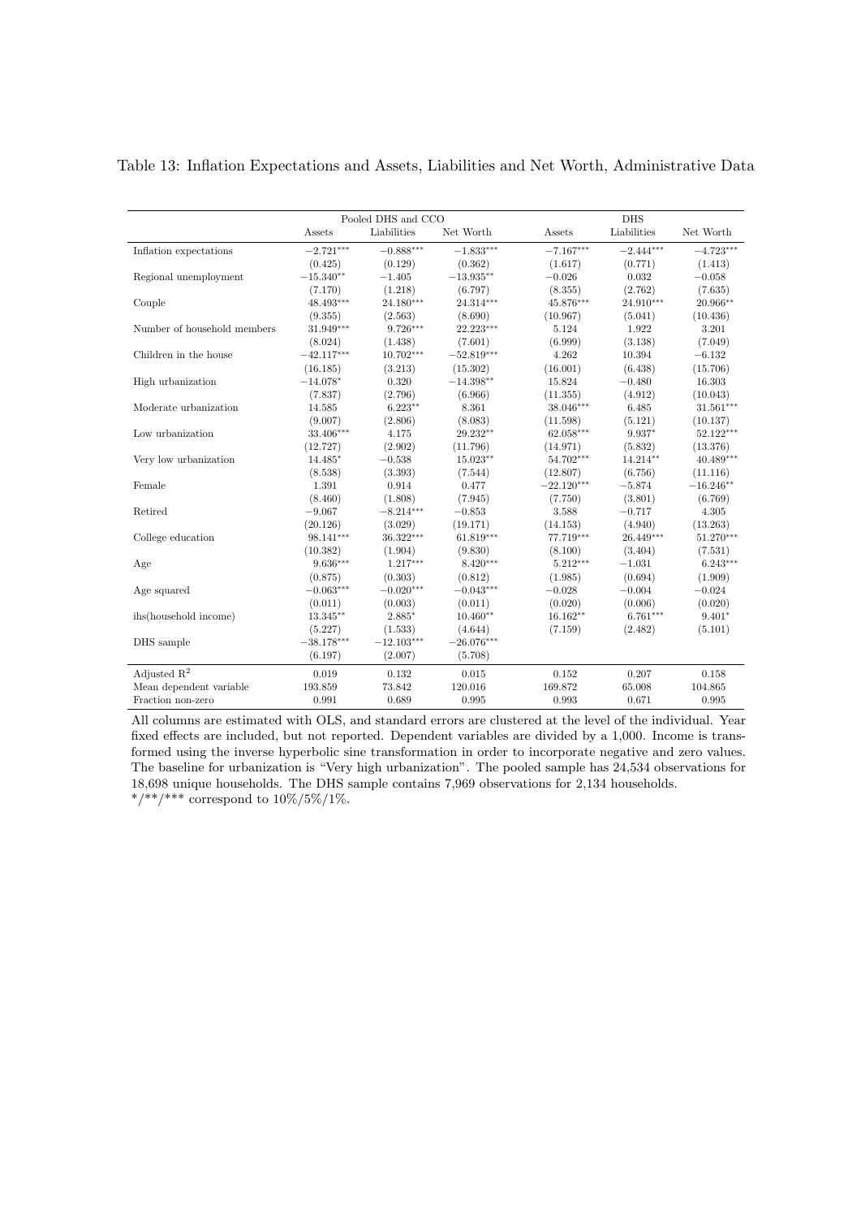Table 13: Inflation Expectations and Assets, Liabilities and Net Worth, Administrative Data

| | Pooled DHS and CCO | | | DHS | | |
|---|---|---|---|---|---|---|
| | Assets | Liabilities | Net Worth | Assets | Liabilities | Net Worth |
| Inflation expectations | $-2.721^{***}$ | $-0.888^{***}$ | $-1.833^{***}$ | $-7.167^{***}$ | $-2.444^{***}$ | $-4.723^{***}$ |
| | (0.425) | (0.129) | (0.362) | (1.617) | (0.771) | (1.413) |
| Regional unemployment | $-15.340^{**}$ | $-1.405$ | $-13.935^{**}$ | $-0.026$ | 0.032 | $-0.058$ |
| | (7.170) | (1.218) | (6.797) | (8.355) | (2.762) | (7.635) |
| Couple | $48.493^{***}$ | $24.180^{***}$ | $24.314^{***}$ | $45.876^{***}$ | $24.910^{***}$ | $20.966^{**}$ |
| | (9.355) | (2.563) | (8.690) | (10.967) | (5.041) | (10.436) |
| Number of household members | $31.949^{***}$ | $9.726^{***}$ | $22.223^{***}$ | 5.124 | 1.922 | 3.201 |
| | (8.024) | (1.438) | (7.601) | (6.999) | (3.138) | (7.049) |
| Children in the house | $-42.117^{***}$ | $10.702^{***}$ | $-52.819^{***}$ | 4.262 | 10.394 | $-6.132$ |
| | (16.185) | (3.213) | (15.302) | (16.001) | (6.438) | (15.706) |
| High urbanization | $-14.078^{*}$ | 0.320 | $-14.398^{**}$ | 15.824 | $-0.480$ | 16.303 |
| | (7.837) | (2.796) | (6.966) | (11.355) | (4.912) | (10.043) |
| Moderate urbanization | 14.585 | $6.223^{**}$ | 8.361 | $38.046^{***}$ | 6.485 | $31.561^{***}$ |
| | (9.007) | (2.806) | (8.083) | (11.598) | (5.121) | (10.137) |
| Low urbanization | $33.406^{***}$ | 4.175 | $29.232^{**}$ | $62.058^{***}$ | $9.937^{*}$ | $52.122^{***}$ |
| | (12.727) | (2.902) | (11.796) | (14.971) | (5.832) | (13.376) |
| Very low urbanization | $14.485^{*}$ | $-0.538$ | $15.023^{**}$ | $54.702^{***}$ | $14.214^{**}$ | $40.489^{***}$ |
| | (8.538) | (3.393) | (7.544) | (12.807) | (6.756) | (11.116) |
| Female | 1.391 | 0.914 | 0.477 | $-22.120^{***}$ | $-5.874$ | $-16.246^{**}$ |
| | (8.460) | (1.808) | (7.945) | (7.750) | (3.801) | (6.769) |
| Retired | $-9.067$ | $-8.214^{***}$ | $-0.853$ | 3.588 | $-0.717$ | 4.305 |
| | (20.126) | (3.029) | (19.171) | (14.153) | (4.940) | (13.263) |
| College education | $98.141^{***}$ | $36.322^{***}$ | $61.819^{***}$ | $77.719^{***}$ | $26.449^{***}$ | $51.270^{***}$ |
| | (10.382) | (1.904) | (9.830) | (8.100) | (3.404) | (7.531) |
| Age | $9.636^{***}$ | $1.217^{***}$ | $8.420^{***}$ | $5.212^{***}$ | $-1.031$ | $6.243^{***}$ |
| | (0.875) | (0.303) | (0.812) | (1.985) | (0.694) | (1.909) |
| Age squared | $-0.063^{***}$ | $-0.020^{***}$ | $-0.043^{***}$ | $-0.028$ | $-0.004$ | $-0.024$ |
| | (0.011) | (0.003) | (0.011) | (0.020) | (0.006) | (0.020) |
| ihs(household income) | $13.345^{**}$ | $2.885^{*}$ | $10.460^{**}$ | $16.162^{**}$ | $6.761^{***}$ | $9.401^{*}$ |
| | (5.227) | (1.533) | (4.644) | (7.159) | (2.482) | (5.101) |
| DHS sample | $-38.178^{***}$ | $-12.103^{***}$ | $-26.076^{***}$ | | | |
| | (6.197) | (2.007) | (5.708) | | | |
| Adjusted $R^2$ | 0.019 | 0.132 | 0.015 | 0.152 | 0.207 | 0.158 |
| Mean dependent variable | 193.859 | 73.842 | 120.016 | 169.872 | 65.008 | 104.865 |
| Fraction non-zero | 0.991 | 0.689 | 0.995 | 0.993 | 0.671 | 0.995 |

All columns are estimated with OLS, and standard errors are clustered at the level of the individual. Year fixed effects are included, but not reported. Dependent variables are divided by a 1,000. Income is transformed using the inverse hyperbolic sine transformation in order to incorporate negative and zero values. The baseline for urbanization is "Very high urbanization". The pooled sample has 24,534 observations for 18,698 unique households. The DHS sample contains 7,969 observations for 2,134 households.
*/**/*** correspond to 10%/5%/1%.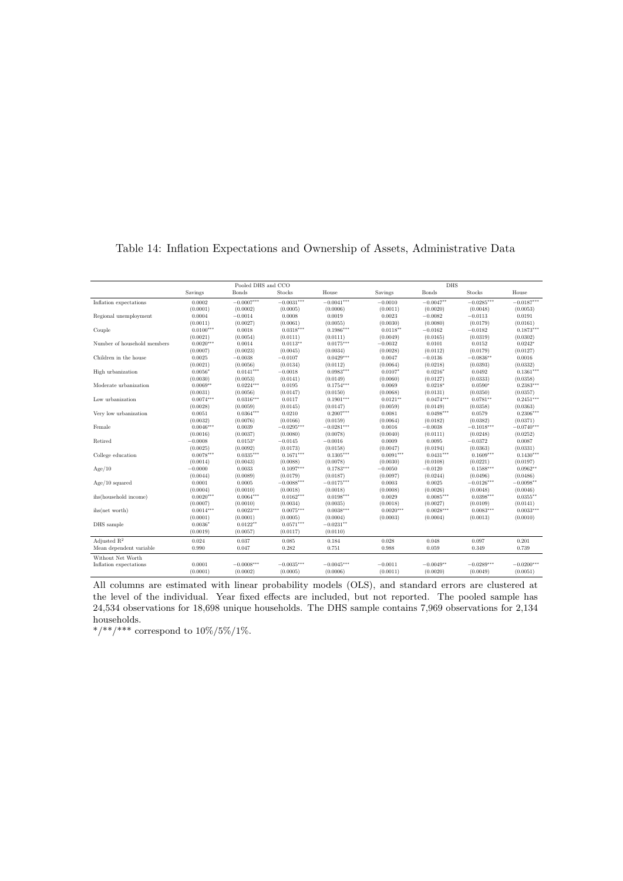Table 14: Inflation Expectations and Ownership of Assets, Administrative Data

| | Pooled DHS and CCO | | | | DHS | | | |
|---|---|---|---|---|---|---|---|---|
| | Savings | Bonds | Stocks | House | Savings | Bonds | Stocks | House |
| Inflation expectations | 0.0002 | −0.0007*** | −0.0031*** | −0.0041*** | −0.0010 | −0.0047** | −0.0285*** | −0.0187*** |
| | (0.0001) | (0.0002) | (0.0005) | (0.0006) | (0.0011) | (0.0020) | (0.0048) | (0.0053) |
| Regional unemployment | 0.0004 | −0.0014 | 0.0008 | 0.0019 | 0.0023 | −0.0082 | −0.0113 | 0.0191 |
| | (0.0011) | (0.0027) | (0.0061) | (0.0055) | (0.0030) | (0.0080) | (0.0179) | (0.0161) |
| Couple | 0.0100*** | 0.0018 | 0.0318*** | 0.1986*** | 0.0118** | −0.0162 | −0.0182 | 0.1873*** |
| | (0.0021) | (0.0054) | (0.0111) | (0.0111) | (0.0049) | (0.0165) | (0.0319) | (0.0302) |
| Number of household members | 0.0020*** | 0.0014 | 0.0113** | 0.0175*** | −0.0032 | 0.0101 | 0.0152 | 0.0242* |
| | (0.0007) | (0.0023) | (0.0045) | (0.0034) | (0.0028) | (0.0112) | (0.0179) | (0.0127) |
| Children in the house | 0.0025 | −0.0038 | −0.0107 | 0.0429*** | 0.0047 | −0.0136 | −0.0836** | 0.0016 |
| | (0.0021) | (0.0056) | (0.0134) | (0.0112) | (0.0064) | (0.0218) | (0.0393) | (0.0332) |
| High urbanization | 0.0056* | 0.0141*** | −0.0018 | 0.0983*** | 0.0107* | 0.0216* | 0.0492 | 0.1361*** |
| | (0.0030) | (0.0053) | (0.0141) | (0.0149) | (0.0060) | (0.0127) | (0.0333) | (0.0358) |
| Moderate urbanization | 0.0069** | 0.0224*** | 0.0195 | 0.1754*** | 0.0069 | 0.0218* | 0.0590* | 0.2383*** |
| | (0.0031) | (0.0056) | (0.0147) | (0.0150) | (0.0068) | (0.0131) | (0.0350) | (0.0357) |
| Low urbanization | 0.0074*** | 0.0316*** | 0.0117 | 0.1901*** | 0.0121** | 0.0474*** | 0.0781** | 0.2451*** |
| | (0.0028) | (0.0059) | (0.0145) | (0.0147) | (0.0059) | (0.0149) | (0.0358) | (0.0363) |
| Very low urbanization | 0.0051 | 0.0364*** | 0.0210 | 0.2007*** | 0.0081 | 0.0498*** | 0.0579 | 0.2306*** |
| | (0.0032) | (0.0076) | (0.0166) | (0.0159) | (0.0064) | (0.0182) | (0.0382) | (0.0371) |
| Female | 0.0046*** | 0.0039 | −0.0295*** | −0.0281*** | 0.0016 | −0.0038 | −0.1018*** | −0.0740*** |
| | (0.0016) | (0.0037) | (0.0080) | (0.0078) | (0.0040) | (0.0111) | (0.0248) | (0.0252) |
| Retired | −0.0008 | 0.0153* | −0.0145 | −0.0016 | 0.0009 | 0.0095 | −0.0372 | 0.0087 |
| | (0.0025) | (0.0092) | (0.0173) | (0.0158) | (0.0047) | (0.0194) | (0.0363) | (0.0331) |
| College education | 0.0078*** | 0.0335*** | 0.1671*** | 0.1305*** | 0.0091*** | 0.0431*** | 0.1609*** | 0.1430*** |
| | (0.0014) | (0.0043) | (0.0088) | (0.0078) | (0.0030) | (0.0108) | (0.0221) | (0.0197) |
| Age/10 | −0.0000 | 0.0033 | 0.1097*** | 0.1783*** | −0.0050 | −0.0120 | 0.1588*** | 0.0962** |
| | (0.0044) | (0.0089) | (0.0179) | (0.0187) | (0.0097) | (0.0244) | (0.0496) | (0.0486) |
| Age/10 squared | 0.0001 | 0.0005 | −0.0088*** | −0.0175*** | 0.0003 | 0.0025 | −0.0126*** | −0.0098** |
| | (0.0004) | (0.0010) | (0.0018) | (0.0018) | (0.0008) | (0.0026) | (0.0048) | (0.0046) |
| ihs(household income) | 0.0020*** | 0.0064*** | 0.0162*** | 0.0198*** | 0.0029 | 0.0085*** | 0.0398*** | 0.0355** |
| | (0.0007) | (0.0010) | (0.0034) | (0.0035) | (0.0018) | (0.0027) | (0.0109) | (0.0141) |
| ihs(net worth) | 0.0014*** | 0.0023*** | 0.0075*** | 0.0038*** | 0.0020*** | 0.0028*** | 0.0083*** | 0.0033*** |
| | (0.0001) | (0.0001) | (0.0005) | (0.0004) | (0.0003) | (0.0004) | (0.0013) | (0.0010) |
| DHS sample | 0.0036* | 0.0122** | 0.0571*** | −0.0231** | | | | |
| | (0.0019) | (0.0057) | (0.0117) | (0.0110) | | | | |
| Adjusted $R^2$ | 0.024 | 0.037 | 0.085 | 0.184 | 0.028 | 0.048 | 0.097 | 0.201 |
| Mean dependent variable | 0.990 | 0.047 | 0.282 | 0.751 | 0.988 | 0.059 | 0.349 | 0.739 |
| Without Net Worth | | | | | | | | |
| Inflation expectations | 0.0001 | −0.0008*** | −0.0035*** | −0.0045*** | −0.0011 | −0.0049** | −0.0289*** | −0.0200*** |
| | (0.0001) | (0.0002) | (0.0005) | (0.0006) | (0.0011) | (0.0020) | (0.0049) | (0.0051) |

All columns are estimated with linear probability models (OLS), and standard errors are clustered at the level of the individual. Year fixed effects are included, but not reported. The pooled sample has 24,534 observations for 18,698 unique households. The DHS sample contains 7,969 observations for 2,134 households.

*/**/*** correspond to 10%/5%/1%.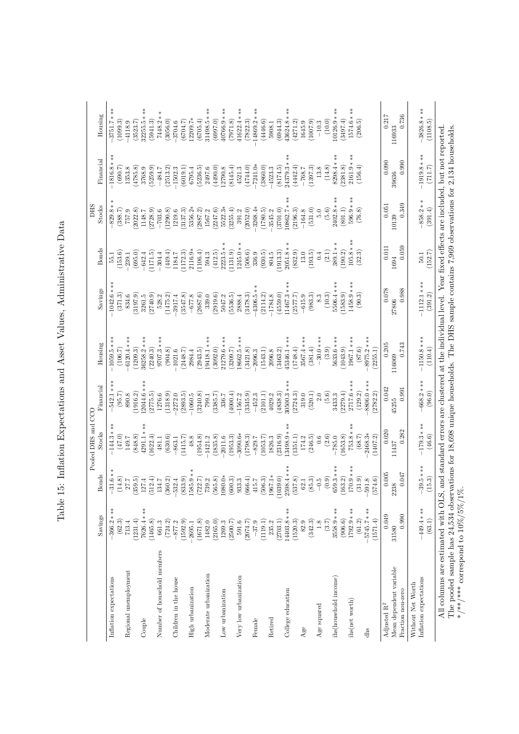# Table 15: Inflation Expectations and Asset Values, Administrative Data

| | Pooled DHS and CCO | | | | | DHS | | | | |
|---|---|---|---|---|---|---|---|---|---|---|
| | Savings | Bonds | Stocks | Financial | Housing | Savings | Bonds | Stocks | Financial | Housing |
| Inflation expectations | −366.2 * ** | −31.6 * * | −144.3 * ** | −542.1 * ** | −1059.5 * ** | −1042.6 * ** | 55.1 | −829.8 * * | −1816.8 * ** | −3751.7 * ** |
| | (62.3) | (14.8) | (47.0) | (95.7) | (106.7) | (371.3) | (153.6) | (388.7) | (690.7) | (1099.3) |
| Regional unemployment | 713.4 | 27.7 | 149.7 | 890.8 | −6120.4 * ** | 834.6 | −239.1 | 757.9 | 1353.8 | −4118.9 |
| | (1231.4) | (359.5) | (848.8) | (1916.2) | (1209.3) | (3197.9) | (695.0) | (2022.8) | (4785.8) | (3523.7) |
| Couple | 7626.4 * ** | 127.4 | 4291.1 * ** | 12044.6 * ** | 36258.2 * ** | 3261.5 | −642.4 | 1148.7 | 3768.9 | 32255.5 * ** |
| | (1465.8) | (512.4) | (1622.4) | (2775.5) | (2240.3) | (2740.9) | (1171.5) | (2728.9) | (5259.9) | (5941.3) |
| Number of household members | 661.3 | 134.7 | 481.1 | 1276.6 | 9707.3 * ** | 528.2 | −304.4 | −703.6 | −484.7 | 7448.2 * * |
| | (724.2) | (360.2) | (630.6) | (1318.9) | (904.8) | (1475.2) | (449.4) | (1290.8) | (2513.2) | (3056.0) |
| Children in the house | −877.2 | −532.4 | −863.1 | −2272.0 | −1021.6 | −3917.4 | 184.7 | 1219.6 | −1502.3 | −3704.6 |
| | (1592.9) | (833.9) | (1415.7) | (2893.5) | (2448.7) | (3547.8) | (1172.3) | (3137.3) | (6019.1) | (6704.7) |
| High urbanization | −2605.1 | 1585.9 * * | 48.8 | −1060.5 | 2984.4 | −677.8 | 2116.9* | 5356.2* | 6795.4 | 12209.7* |
| | (1671.8) | (722.7) | (1954.8) | (3240.8) | (2943.5) | (2687.6) | (1106.4) | (2887.2) | (5236.5) | (6705.4) |
| Moderate urbanization | 1482.0 | 739.2 | −1421.2 | 799.1 | 19418.1 * ** | 339.0 | 594.3 | 1567.2 | 2497.6 | 31498.5 * ** |
| | (2165.0) | (565.8) | (1835.8) | (3385.7) | (3092.0) | (2919.6) | (412.5) | (2247.6) | (4490.0) | (6997.0) |
| Low urbanization | 1269.3 | 1080.0* | −2011.6 | 336.7 | 21279.6 * ** | 5047.2 | 2223.5 * * | 5522.3* | 12790.8 | 40766.9 * ** |
| | (2500.7) | (600.3) | (1953.3) | (4000.4) | (3209.7) | (5536.5) | (1131.9) | (3255.4) | (8145.4) | (7971.8) |
| Very low urbanization | 591.6 | 933.3 | −3090.6* | −1567.2 | 18662.5 * ** | 2888.4 | 1245.0 * * | 391.2 | 4521.3 | 41622.4 * ** |
| | (2074.7) | (666.4) | (1798.3) | (3345.9) | (3421.8) | (3478.3) | (506.6) | (2052.0) | (4744.0) | (7822.3) |
| Female | −37.9 | 415.7 | −829.7 | −452.3 | −2096.3 | −4306.5 * * | 336.9 | −3268.4* | −7241.0* | −14869.2 * ** |
| | (1119.1) | (506.3) | (1053.7) | (2101.1) | (1543.1) | (2114.2) | (930.5) | (1780.5) | (3860.0) | (4446.6) |
| Retired | 235.2 | 1967.1* | 1826.3 | 4029.2 | 2096.8 | −1784.8 | 804.5 | −3545.2 | −4523.3 | 5908.1 |
| | (2703.1) | (1039.0) | (2316.9) | (4838.3) | (3463.2) | (4559.0) | (1913.3) | (3701.0) | (8174.5) | (6944.3) |
| College education | 14403.8 * ** | 2598.4 * ** | 13498.9 * ** | 30500.3 * ** | 45346.1 * ** | 11467.3 * ** | 2051.8 * * | 10862.7 * ** | 24379.3 * ** | 43624.8 * ** |
| | (1520.3) | (537.8) | (1351.1) | (2724.3) | (1748.4) | (2577.7) | (832.9) | (2196.3) | (4442.4) | (4271.2) |
| Age | 82.9 | 62.1 | 174.2 | 319.0 | 3567.4 * ** | −615.9 | 13.0 | −164.8 | −768.7 | 1645.9 |
| | (342.3) | (85.3) | (246.5) | (520.1) | (381.4) | (983.3) | (193.5) | (531.0) | (1397.3) | (1007.9) |
| Age squared | 1.8 | −0.5 | 0.6 | 2.0 | −30.0 * ** | 8.3 | 0.4 | 5.0 | 13.8 | −10.3 |
| | (3.7) | (0.9) | (2.6) | (5.6) | (3.9) | (10.3) | (2.1) | (5.6) | (14.8) | (10.0) |
| ihs(household income) | 3558.9 * ** | 659.3 * ** | −785.0 | 3433.3 | 5633.6 * ** | 5506.4 * ** | 389.1 * * | 2402.8 * ** | 8298.4 * ** | 10126.9 * ** |
| | (906.6) | (163.2) | (1653.8) | (2279.4) | (1043.9) | (1583.9) | (190.2) | (801.1) | (2381.8) | (3497.4) |
| ihs(net worth) | 1792.9 * ** | 170.9 * ** | 753.8 * ** | 2717.6 * ** | 1967.1 * ** | 1458.9 * ** | 105.8 * ** | 596.9 * ** | 2161.9 * ** | 1574.6 * ** |
| | (61.2) | (31.9) | (68.7) | (129.2) | (87.6) | (90.3) | (32.3) | (76.8) | (156.4) | (206.5) |
| dhs | −5745.7 * ** | −591.8 | −2468.3* | −8806.0 * ** | −8975.2 * ** | | | | | |
| | (1571.4) | (574.6) | (1407.2) | (2782.2) | (2255.1) | | | | | |
| Adjusted $R^2$ | 0.049 | 0.005 | 0.020 | 0.042 | 0.205 | 0.078 | 0.011 | 0.051 | 0.090 | 0.217 |
| Mean dependent variable | 31580 | 2238 | 11437 | 45255 | 116609 | 27806 | 1694 | 10139 | 39636 | 116933 |
| Fraction non-zero | 0.990 | 0.047 | 0.282 | 0.991 | 0.743 | 0.988 | 0.059 | 0.349 | 0.990 | 0.736 |
| Without Net Worth | | | | | | | | | | |
| Inflation expectations | −449.4 * ** | −39.5 * ** | −179.3 * ** | −668.2 * ** | −1150.8 * ** | −1112.1 * ** | 50.1 | −858.2 * * | −1919.8 * ** | −3826.8 * ** |
| | (63.1) | (15.3) | (46.6) | (96.0) | (110.4) | (391.2) | (152.7) | (391.4) | (711.7) | (1108.5) |

All columns are estimated with OLS, and standard errors are clustered at the individual level. Year fixed effects are included, but not reported. The pooled sample has 24,534 observations for 18,698 unique households. The DHS sample contains 7,969 observations for 2,134 households.
*/**/*** correspond to 10%/5%/1%.